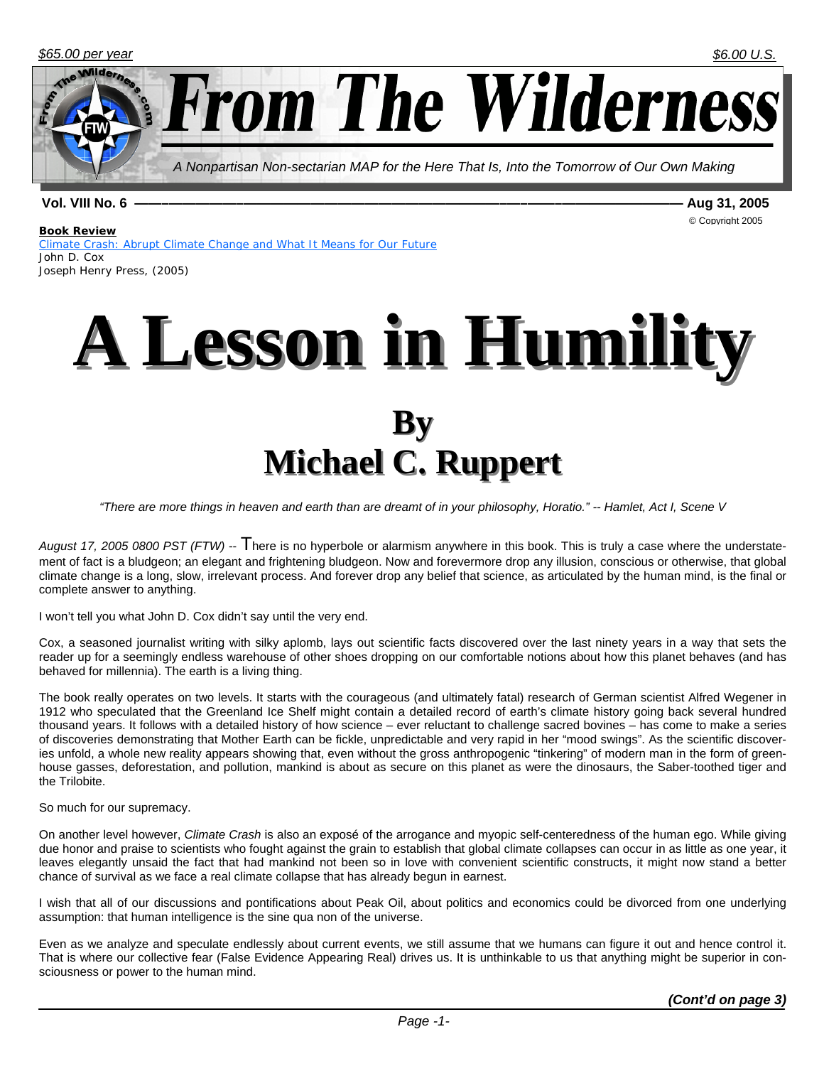$65.00 per year

$6.00 U.S.

# From The Wilderness

*A Nonpartisan Non-sectarian MAP for the Here That Is, Into the Tomorrow of Our Own Making*

**Vol. VIII No. 6** — **Aug 31, 2005**

© Copyright 2005

**Book Review**
Climate Crash: Abrupt Climate Change and What It Means for Our Future
John D. Cox
Joseph Henry Press, (2005)

# A Lesson in Humility

## By Michael C. Ruppert

*"There are more things in heaven and earth than are dreamt of in your philosophy, Horatio." -- Hamlet, Act I, Scene V*

*August 17, 2005 0800 PST (FTW)* -- There is no hyperbole or alarmism anywhere in this book. This is truly a case where the understatement of fact is a bludgeon; an elegant and frightening bludgeon. Now and forevermore drop any illusion, conscious or otherwise, that global climate change is a long, slow, irrelevant process. And forever drop any belief that science, as articulated by the human mind, is the final or complete answer to anything.

I won't tell you what John D. Cox didn't say until the very end.

Cox, a seasoned journalist writing with silky aplomb, lays out scientific facts discovered over the last ninety years in a way that sets the reader up for a seemingly endless warehouse of other shoes dropping on our comfortable notions about how this planet behaves (and has behaved for millennia). The earth is a living thing.

The book really operates on two levels. It starts with the courageous (and ultimately fatal) research of German scientist Alfred Wegener in 1912 who speculated that the Greenland Ice Shelf might contain a detailed record of earth's climate history going back several hundred thousand years. It follows with a detailed history of how science – ever reluctant to challenge sacred bovines – has come to make a series of discoveries demonstrating that Mother Earth can be fickle, unpredictable and very rapid in her "mood swings". As the scientific discoveries unfold, a whole new reality appears showing that, even without the gross anthropogenic "tinkering" of modern man in the form of greenhouse gasses, deforestation, and pollution, mankind is about as secure on this planet as were the dinosaurs, the Saber-toothed tiger and the Trilobite.

So much for our supremacy.

On another level however, *Climate Crash* is also an exposé of the arrogance and myopic self-centeredness of the human ego. While giving due honor and praise to scientists who fought against the grain to establish that global climate collapses can occur in as little as one year, it leaves elegantly unsaid the fact that had mankind not been so in love with convenient scientific constructs, it might now stand a better chance of survival as we face a real climate collapse that has already begun in earnest.

I wish that all of our discussions and pontifications about Peak Oil, about politics and economics could be divorced from one underlying assumption: that human intelligence is the sine qua non of the universe.

Even as we analyze and speculate endlessly about current events, we still assume that we humans can figure it out and hence control it. That is where our collective fear (False Evidence Appearing Real) drives us. It is unthinkable to us that anything might be superior in consciousness or power to the human mind.

***(Cont'd on page 3)***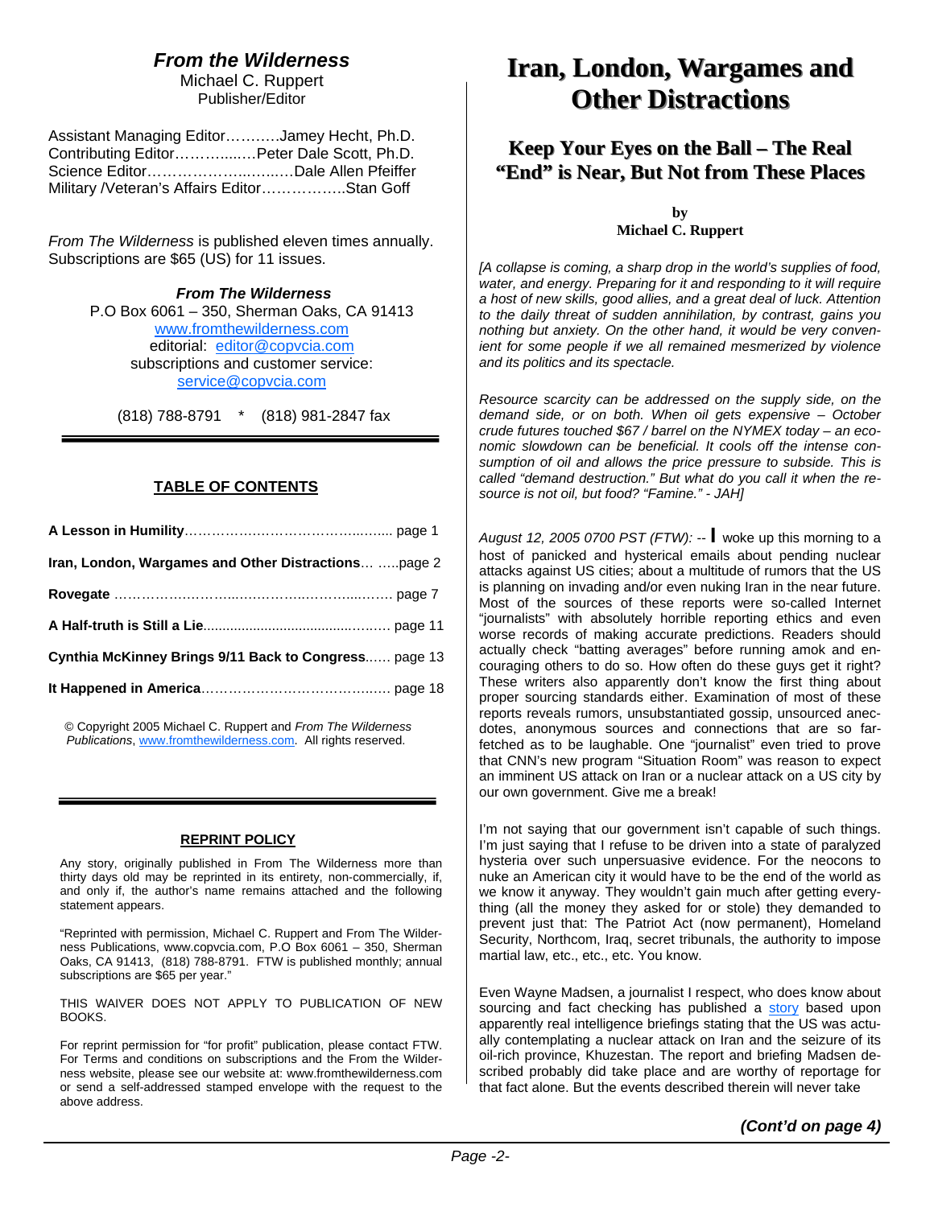## *From the Wilderness*

Michael C. Ruppert
Publisher/Editor

Assistant Managing Editor………..Jamey Hecht, Ph.D.
Contributing Editor………...…Peter Dale Scott, Ph.D.
Science Editor……………….…….…Dale Allen Pfeiffer
Military /Veteran's Affairs Editor……………..Stan Goff

*From The Wilderness* is published eleven times annually. Subscriptions are $65 (US) for 11 issues.

***From The Wilderness***
P.O Box 6061 – 350, Sherman Oaks, CA 91413
www.fromthewilderness.com
editorial: editor@copvcia.com
subscriptions and customer service:
service@copvcia.com

(818) 788-8791 * (818) 981-2847 fax

### TABLE OF CONTENTS

**A Lesson in Humility**………………………………….…... page 1

**Iran, London, Wargames and Other Distractions**… …..page 2

**Rovegate** ………………………..……………………..…… page 7

**A Half-truth is Still a Lie**……………………………. page 11

**Cynthia McKinney Brings 9/11 Back to Congress**..…. page 13

**It Happened in America**……………………………..…. page 18

© Copyright 2005 Michael C. Ruppert and *From The Wilderness Publications*, www.fromthewilderness.com. All rights reserved.

### REPRINT POLICY

Any story, originally published in From The Wilderness more than thirty days old may be reprinted in its entirety, non-commercially, if, and only if, the author's name remains attached and the following statement appears.

"Reprinted with permission, Michael C. Ruppert and From The Wilderness Publications, www.copvcia.com, P.O Box 6061 – 350, Sherman Oaks, CA 91413, (818) 788-8791. FTW is published monthly; annual subscriptions are $65 per year."

THIS WAIVER DOES NOT APPLY TO PUBLICATION OF NEW BOOKS.

For reprint permission for "for profit" publication, please contact FTW. For Terms and conditions on subscriptions and the From the Wilderness website, please see our website at: www.fromthewilderness.com or send a self-addressed stamped envelope with the request to the above address.

# Iran, London, Wargames and Other Distractions

## Keep Your Eyes on the Ball – The Real "End" is Near, But Not from These Places

**by**
**Michael C. Ruppert**

*[A collapse is coming, a sharp drop in the world's supplies of food, water, and energy. Preparing for it and responding to it will require a host of new skills, good allies, and a great deal of luck. Attention to the daily threat of sudden annihilation, by contrast, gains you nothing but anxiety. On the other hand, it would be very convenient for some people if we all remained mesmerized by violence and its politics and its spectacle.*

*Resource scarcity can be addressed on the supply side, on the demand side, or on both. When oil gets expensive – October crude futures touched $67 / barrel on the NYMEX today – an economic slowdown can be beneficial. It cools off the intense consumption of oil and allows the price pressure to subside. This is called "demand destruction." But what do you call it when the resource is not oil, but food? "Famine." - JAH]*

*August 12, 2005 0700 PST (FTW):* -- I woke up this morning to a host of panicked and hysterical emails about pending nuclear attacks against US cities; about a multitude of rumors that the US is planning on invading and/or even nuking Iran in the near future. Most of the sources of these reports were so-called Internet "journalists" with absolutely horrible reporting ethics and even worse records of making accurate predictions. Readers should actually check "batting averages" before running amok and encouraging others to do so. How often do these guys get it right? These writers also apparently don't know the first thing about proper sourcing standards either. Examination of most of these reports reveals rumors, unsubstantiated gossip, unsourced anecdotes, anonymous sources and connections that are so far-fetched as to be laughable. One "journalist" even tried to prove that CNN's new program "Situation Room" was reason to expect an imminent US attack on Iran or a nuclear attack on a US city by our own government. Give me a break!

I'm not saying that our government isn't capable of such things. I'm just saying that I refuse to be driven into a state of paralyzed hysteria over such unpersuasive evidence. For the neocons to nuke an American city it would have to be the end of the world as we know it anyway. They wouldn't gain much after getting everything (all the money they asked for or stole) they demanded to prevent just that: The Patriot Act (now permanent), Homeland Security, Northcom, Iraq, secret tribunals, the authority to impose martial law, etc., etc., etc. You know.

Even Wayne Madsen, a journalist I respect, who does know about sourcing and fact checking has published a story based upon apparently real intelligence briefings stating that the US was actually contemplating a nuclear attack on Iran and the seizure of its oil-rich province, Khuzestan. The report and briefing Madsen described probably did take place and are worthy of reportage for that fact alone. But the events described therein will never take

***(Cont'd on page 4)***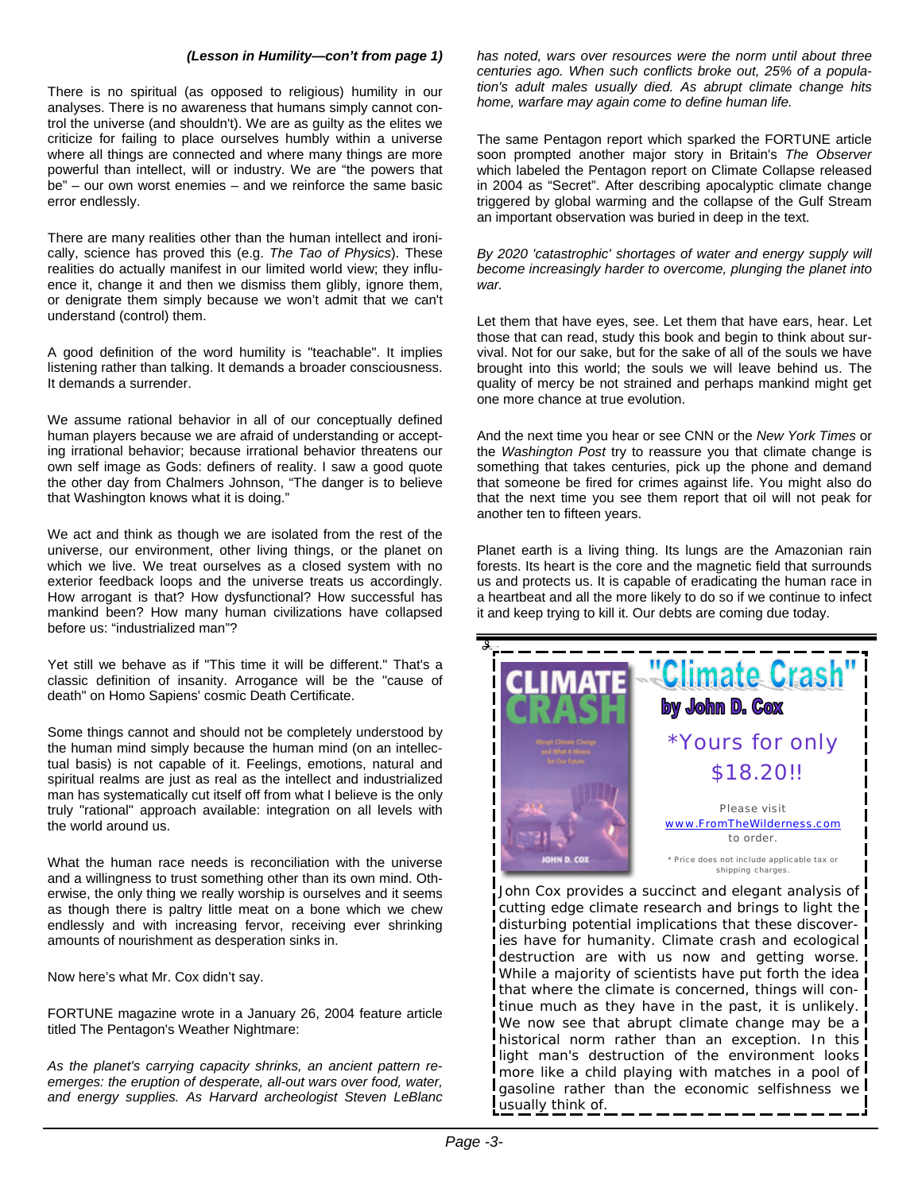***(Lesson in Humility—con't from page 1)***

There is no spiritual (as opposed to religious) humility in our analyses. There is no awareness that humans simply cannot control the universe (and shouldn't). We are as guilty as the elites we criticize for failing to place ourselves humbly within a universe where all things are connected and where many things are more powerful than intellect, will or industry. We are "the powers that be" – our own worst enemies – and we reinforce the same basic error endlessly.

There are many realities other than the human intellect and ironically, science has proved this (e.g. *The Tao of Physics*). These realities do actually manifest in our limited world view; they influence it, change it and then we dismiss them glibly, ignore them, or denigrate them simply because we won't admit that we can't understand (control) them.

A good definition of the word humility is "teachable". It implies listening rather than talking. It demands a broader consciousness. It demands a surrender.

We assume rational behavior in all of our conceptually defined human players because we are afraid of understanding or accepting irrational behavior; because irrational behavior threatens our own self image as Gods: definers of reality. I saw a good quote the other day from Chalmers Johnson, "The danger is to believe that Washington knows what it is doing."

We act and think as though we are isolated from the rest of the universe, our environment, other living things, or the planet on which we live. We treat ourselves as a closed system with no exterior feedback loops and the universe treats us accordingly. How arrogant is that? How dysfunctional? How successful has mankind been? How many human civilizations have collapsed before us: "industrialized man"?

Yet still we behave as if "This time it will be different." That's a classic definition of insanity. Arrogance will be the "cause of death" on Homo Sapiens' cosmic Death Certificate.

Some things cannot and should not be completely understood by the human mind simply because the human mind (on an intellectual basis) is not capable of it. Feelings, emotions, natural and spiritual realms are just as real as the intellect and industrialized man has systematically cut itself off from what I believe is the only truly "rational" approach available: integration on all levels with the world around us.

What the human race needs is reconciliation with the universe and a willingness to trust something other than its own mind. Otherwise, the only thing we really worship is ourselves and it seems as though there is paltry little meat on a bone which we chew endlessly and with increasing fervor, receiving ever shrinking amounts of nourishment as desperation sinks in.

Now here's what Mr. Cox didn't say.

FORTUNE magazine wrote in a January 26, 2004 feature article titled The Pentagon's Weather Nightmare:

*As the planet's carrying capacity shrinks, an ancient pattern re-emerges: the eruption of desperate, all-out wars over food, water, and energy supplies. As Harvard archeologist Steven LeBlanc has noted, wars over resources were the norm until about three centuries ago. When such conflicts broke out, 25% of a population's adult males usually died. As abrupt climate change hits home, warfare may again come to define human life.*

The same Pentagon report which sparked the FORTUNE article soon prompted another major story in Britain's *The Observer* which labeled the Pentagon report on Climate Collapse released in 2004 as "Secret". After describing apocalyptic climate change triggered by global warming and the collapse of the Gulf Stream an important observation was buried in deep in the text.

*By 2020 'catastrophic' shortages of water and energy supply will become increasingly harder to overcome, plunging the planet into war.*

Let them that have eyes, see. Let them that have ears, hear. Let those that can read, study this book and begin to think about survival. Not for our sake, but for the sake of all of the souls we have brought into this world; the souls we will leave behind us. The quality of mercy be not strained and perhaps mankind might get one more chance at true evolution.

And the next time you hear or see CNN or the *New York Times* or the *Washington Post* try to reassure you that climate change is something that takes centuries, pick up the phone and demand that someone be fired for crimes against life. You might also do that the next time you see them report that oil will not peak for another ten to fifteen years.

Planet earth is a living thing. Its lungs are the Amazonian rain forests. Its heart is the core and the magnetic field that surrounds us and protects us. It is capable of eradicating the human race in a heartbeat and all the more likely to do so if we continue to infect it and keep trying to kill it. Our debts are coming due today.

---

**"Climate Crash"**

**by John D. Cox**

*Yours for only $18.20!!

Please visit www.FromTheWilderness.com to order.

* Price does not include applicable tax or shipping charges.

John Cox provides a succinct and elegant analysis of cutting edge climate research and brings to light the disturbing potential implications that these discoveries have for humanity. Climate crash and ecological destruction are with us now and getting worse. While a majority of scientists have put forth the idea that where the climate is concerned, things will continue much as they have in the past, it is unlikely. We now see that abrupt climate change may be a historical norm rather than an exception. In this light man's destruction of the environment looks more like a child playing with matches in a pool of gasoline rather than the economic selfishness we usually think of.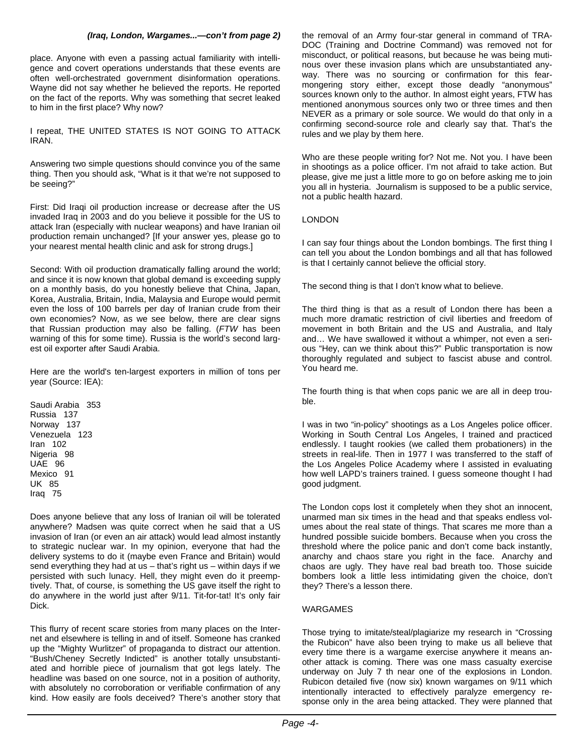*(Iraq, London, Wargames...—con't from page 2)*

place. Anyone with even a passing actual familiarity with intelligence and covert operations understands that these events are often well-orchestrated government disinformation operations. Wayne did not say whether he believed the reports. He reported on the fact of the reports. Why was something that secret leaked to him in the first place? Why now?

I repeat, THE UNITED STATES IS NOT GOING TO ATTACK IRAN.

Answering two simple questions should convince you of the same thing. Then you should ask, "What is it that we're not supposed to be seeing?"

First: Did Iraqi oil production increase or decrease after the US invaded Iraq in 2003 and do you believe it possible for the US to attack Iran (especially with nuclear weapons) and have Iranian oil production remain unchanged? [If your answer yes, please go to your nearest mental health clinic and ask for strong drugs.]

Second: With oil production dramatically falling around the world; and since it is now known that global demand is exceeding supply on a monthly basis, do you honestly believe that China, Japan, Korea, Australia, Britain, India, Malaysia and Europe would permit even the loss of 100 barrels per day of Iranian crude from their own economies? Now, as we see below, there are clear signs that Russian production may also be falling. (*FTW* has been warning of this for some time). Russia is the world's second largest oil exporter after Saudi Arabia.

Here are the world's ten-largest exporters in million of tons per year (Source: IEA):

Saudi Arabia 353
Russia 137
Norway 137
Venezuela 123
Iran 102
Nigeria 98
UAE 96
Mexico 91
UK 85
Iraq 75

Does anyone believe that any loss of Iranian oil will be tolerated anywhere? Madsen was quite correct when he said that a US invasion of Iran (or even an air attack) would lead almost instantly to strategic nuclear war. In my opinion, everyone that had the delivery systems to do it (maybe even France and Britain) would send everything they had at us – that's right us – within days if we persisted with such lunacy. Hell, they might even do it preemptively. That, of course, is something the US gave itself the right to do anywhere in the world just after 9/11. Tit-for-tat! It's only fair Dick.

This flurry of recent scare stories from many places on the Internet and elsewhere is telling in and of itself. Someone has cranked up the "Mighty Wurlitzer" of propaganda to distract our attention. "Bush/Cheney Secretly Indicted" is another totally unsubstantiated and horrible piece of journalism that got legs lately. The headline was based on one source, not in a position of authority, with absolutely no corroboration or verifiable confirmation of any kind. How easily are fools deceived? There's another story that the removal of an Army four-star general in command of TRADOC (Training and Doctrine Command) was removed not for misconduct, or political reasons, but because he was being mutinous over these invasion plans which are unsubstantiated anyway. There was no sourcing or confirmation for this fear-mongering story either, except those deadly "anonymous" sources known only to the author. In almost eight years, FTW has mentioned anonymous sources only two or three times and then NEVER as a primary or sole source. We would do that only in a confirming second-source role and clearly say that. That's the rules and we play by them here.

Who are these people writing for? Not me. Not you. I have been in shootings as a police officer. I'm not afraid to take action. But please, give me just a little more to go on before asking me to join you all in hysteria. Journalism is supposed to be a public service, not a public health hazard.

## LONDON

I can say four things about the London bombings. The first thing I can tell you about the London bombings and all that has followed is that I certainly cannot believe the official story.

The second thing is that I don't know what to believe.

The third thing is that as a result of London there has been a much more dramatic restriction of civil liberties and freedom of movement in both Britain and the US and Australia, and Italy and… We have swallowed it without a whimper, not even a serious "Hey, can we think about this?" Public transportation is now thoroughly regulated and subject to fascist abuse and control. You heard me.

The fourth thing is that when cops panic we are all in deep trouble.

I was in two "in-policy" shootings as a Los Angeles police officer. Working in South Central Los Angeles, I trained and practiced endlessly. I taught rookies (we called them probationers) in the streets in real-life. Then in 1977 I was transferred to the staff of the Los Angeles Police Academy where I assisted in evaluating how well LAPD's trainers trained. I guess someone thought I had good judgment.

The London cops lost it completely when they shot an innocent, unarmed man six times in the head and that speaks endless volumes about the real state of things. That scares me more than a hundred possible suicide bombers. Because when you cross the threshold where the police panic and don't come back instantly, anarchy and chaos stare you right in the face. Anarchy and chaos are ugly. They have real bad breath too. Those suicide bombers look a little less intimidating given the choice, don't they? There's a lesson there.

## WARGAMES

Those trying to imitate/steal/plagiarize my research in "Crossing the Rubicon" have also been trying to make us all believe that every time there is a wargame exercise anywhere it means another attack is coming. There was one mass casualty exercise underway on July 7 th near one of the explosions in London. Rubicon detailed five (now six) known wargames on 9/11 which intentionally interacted to effectively paralyze emergency response only in the area being attacked. They were planned that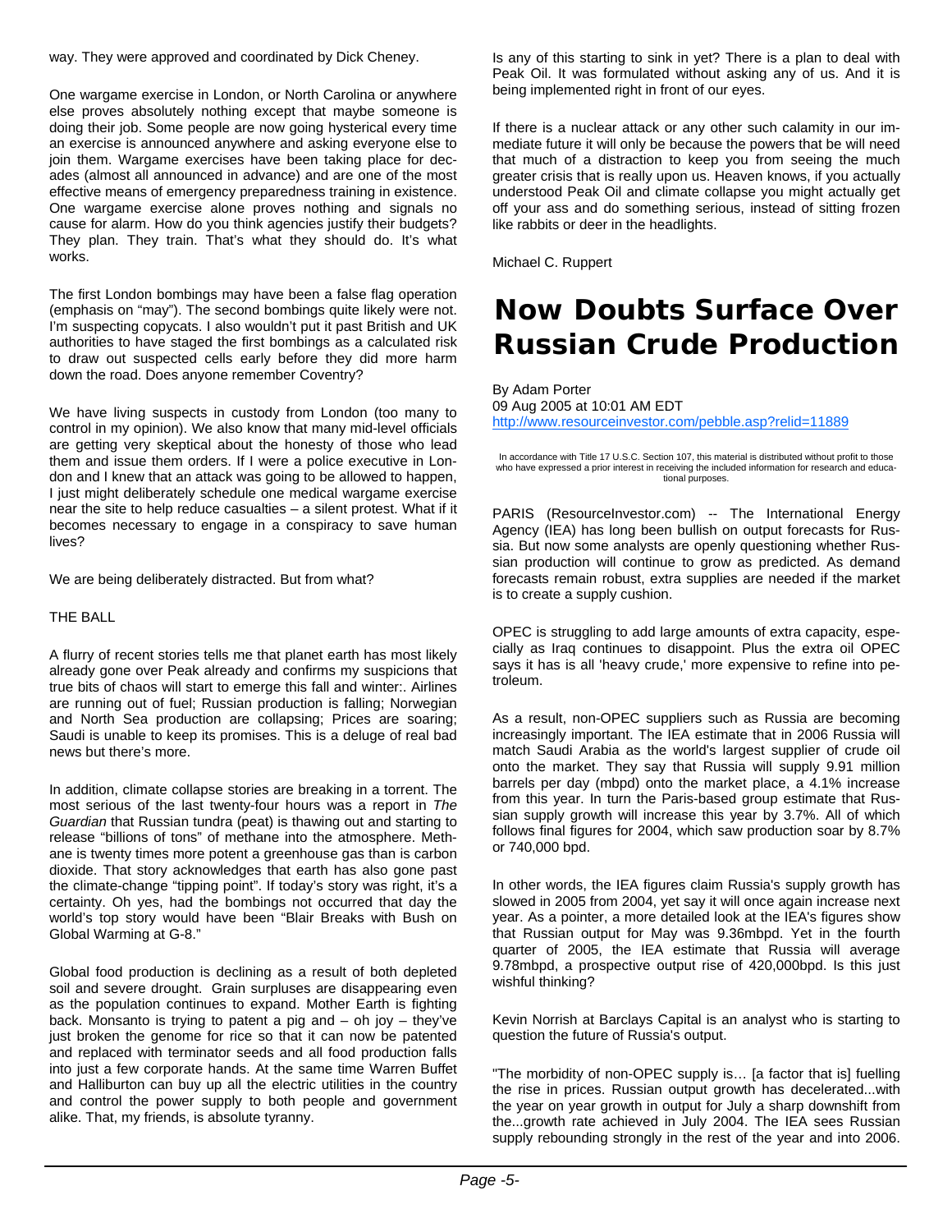way. They were approved and coordinated by Dick Cheney.

One wargame exercise in London, or North Carolina or anywhere else proves absolutely nothing except that maybe someone is doing their job. Some people are now going hysterical every time an exercise is announced anywhere and asking everyone else to join them. Wargame exercises have been taking place for decades (almost all announced in advance) and are one of the most effective means of emergency preparedness training in existence. One wargame exercise alone proves nothing and signals no cause for alarm. How do you think agencies justify their budgets? They plan. They train. That's what they should do. It's what works.

The first London bombings may have been a false flag operation (emphasis on "may"). The second bombings quite likely were not. I'm suspecting copycats. I also wouldn't put it past British and UK authorities to have staged the first bombings as a calculated risk to draw out suspected cells early before they did more harm down the road. Does anyone remember Coventry?

We have living suspects in custody from London (too many to control in my opinion). We also know that many mid-level officials are getting very skeptical about the honesty of those who lead them and issue them orders. If I were a police executive in London and I knew that an attack was going to be allowed to happen, I just might deliberately schedule one medical wargame exercise near the site to help reduce casualties – a silent protest. What if it becomes necessary to engage in a conspiracy to save human lives?

We are being deliberately distracted. But from what?

THE BALL

A flurry of recent stories tells me that planet earth has most likely already gone over Peak already and confirms my suspicions that true bits of chaos will start to emerge this fall and winter:. Airlines are running out of fuel; Russian production is falling; Norwegian and North Sea production are collapsing; Prices are soaring; Saudi is unable to keep its promises. This is a deluge of real bad news but there's more.

In addition, climate collapse stories are breaking in a torrent. The most serious of the last twenty-four hours was a report in *The Guardian* that Russian tundra (peat) is thawing out and starting to release "billions of tons" of methane into the atmosphere. Methane is twenty times more potent a greenhouse gas than is carbon dioxide. That story acknowledges that earth has also gone past the climate-change "tipping point". If today's story was right, it's a certainty. Oh yes, had the bombings not occurred that day the world's top story would have been "Blair Breaks with Bush on Global Warming at G-8."

Global food production is declining as a result of both depleted soil and severe drought. Grain surpluses are disappearing even as the population continues to expand. Mother Earth is fighting back. Monsanto is trying to patent a pig and – oh joy – they've just broken the genome for rice so that it can now be patented and replaced with terminator seeds and all food production falls into just a few corporate hands. At the same time Warren Buffet and Halliburton can buy up all the electric utilities in the country and control the power supply to both people and government alike. That, my friends, is absolute tyranny.

Is any of this starting to sink in yet? There is a plan to deal with Peak Oil. It was formulated without asking any of us. And it is being implemented right in front of our eyes.

If there is a nuclear attack or any other such calamity in our immediate future it will only be because the powers that be will need that much of a distraction to keep you from seeing the much greater crisis that is really upon us. Heaven knows, if you actually understood Peak Oil and climate collapse you might actually get off your ass and do something serious, instead of sitting frozen like rabbits or deer in the headlights.

Michael C. Ruppert

# Now Doubts Surface Over Russian Crude Production

By Adam Porter
09 Aug 2005 at 10:01 AM EDT
http://www.resourceinvestor.com/pebble.asp?relid=11889

In accordance with Title 17 U.S.C. Section 107, this material is distributed without profit to those who have expressed a prior interest in receiving the included information for research and educational purposes.

PARIS (ResourceInvestor.com) -- The International Energy Agency (IEA) has long been bullish on output forecasts for Russia. But now some analysts are openly questioning whether Russian production will continue to grow as predicted. As demand forecasts remain robust, extra supplies are needed if the market is to create a supply cushion.

OPEC is struggling to add large amounts of extra capacity, especially as Iraq continues to disappoint. Plus the extra oil OPEC says it has is all 'heavy crude,' more expensive to refine into petroleum.

As a result, non-OPEC suppliers such as Russia are becoming increasingly important. The IEA estimate that in 2006 Russia will match Saudi Arabia as the world's largest supplier of crude oil onto the market. They say that Russia will supply 9.91 million barrels per day (mbpd) onto the market place, a 4.1% increase from this year. In turn the Paris-based group estimate that Russian supply growth will increase this year by 3.7%. All of which follows final figures for 2004, which saw production soar by 8.7% or 740,000 bpd.

In other words, the IEA figures claim Russia's supply growth has slowed in 2005 from 2004, yet say it will once again increase next year. As a pointer, a more detailed look at the IEA's figures show that Russian output for May was 9.36mbpd. Yet in the fourth quarter of 2005, the IEA estimate that Russia will average 9.78mbpd, a prospective output rise of 420,000bpd. Is this just wishful thinking?

Kevin Norrish at Barclays Capital is an analyst who is starting to question the future of Russia's output.

"The morbidity of non-OPEC supply is… [a factor that is] fuelling the rise in prices. Russian output growth has decelerated...with the year on year growth in output for July a sharp downshift from the...growth rate achieved in July 2004. The IEA sees Russian supply rebounding strongly in the rest of the year and into 2006.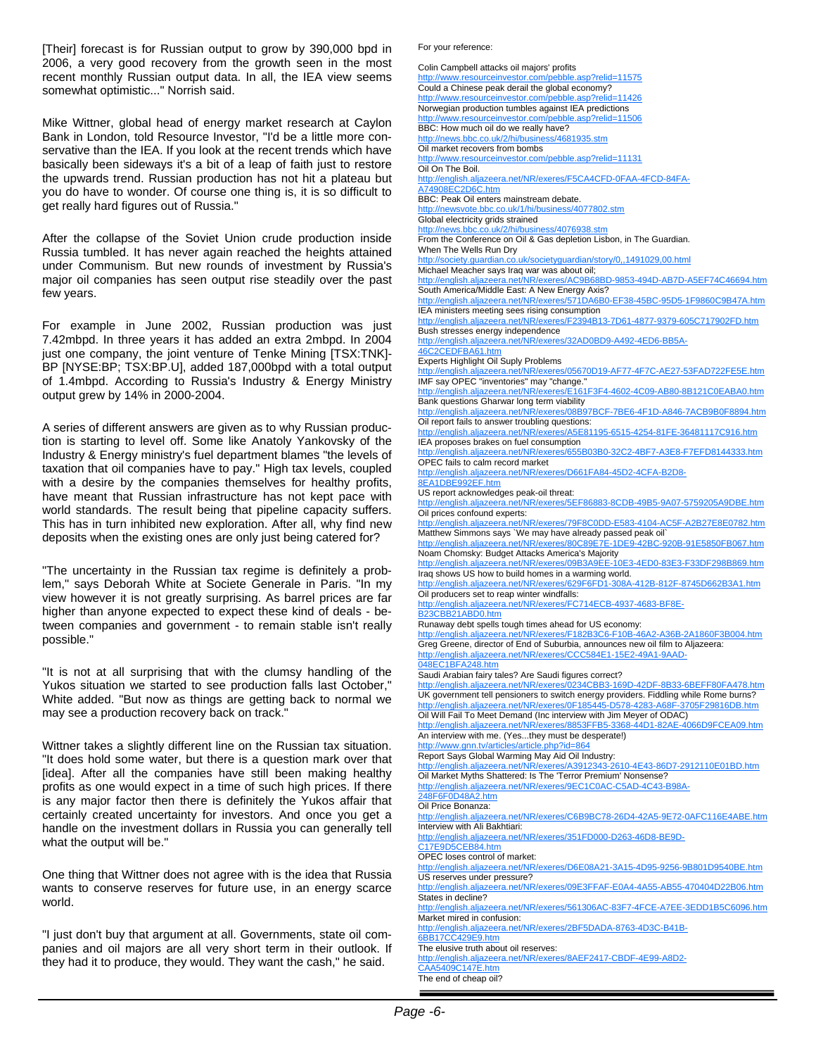[Their] forecast is for Russian output to grow by 390,000 bpd in 2006, a very good recovery from the growth seen in the most recent monthly Russian output data. In all, the IEA view seems somewhat optimistic..." Norrish said.

Mike Wittner, global head of energy market research at Caylon Bank in London, told Resource Investor, "I'd be a little more conservative than the IEA. If you look at the recent trends which have basically been sideways it's a bit of a leap of faith just to restore the upwards trend. Russian production has not hit a plateau but you do have to wonder. Of course one thing is, it is so difficult to get really hard figures out of Russia."

After the collapse of the Soviet Union crude production inside Russia tumbled. It has never again reached the heights attained under Communism. But new rounds of investment by Russia's major oil companies has seen output rise steadily over the past few years.

For example in June 2002, Russian production was just 7.42mbpd. In three years it has added an extra 2mbpd. In 2004 just one company, the joint venture of Tenke Mining [TSX:TNK]-BP [NYSE:BP; TSX:BP.U], added 187,000bpd with a total output of 1.4mbpd. According to Russia's Industry & Energy Ministry output grew by 14% in 2000-2004.

A series of different answers are given as to why Russian production is starting to level off. Some like Anatoly Yankovsky of the Industry & Energy ministry's fuel department blames "the levels of taxation that oil companies have to pay." High tax levels, coupled with a desire by the companies themselves for healthy profits, have meant that Russian infrastructure has not kept pace with world standards. The result being that pipeline capacity suffers. This has in turn inhibited new exploration. After all, why find new deposits when the existing ones are only just being catered for?

"The uncertainty in the Russian tax regime is definitely a problem," says Deborah White at Societe Generale in Paris. "In my view however it is not greatly surprising. As barrel prices are far higher than anyone expected to expect these kind of deals - between companies and government - to remain stable isn't really possible."

"It is not at all surprising that with the clumsy handling of the Yukos situation we started to see production falls last October," White added. "But now as things are getting back to normal we may see a production recovery back on track."

Wittner takes a slightly different line on the Russian tax situation. "It does hold some water, but there is a question mark over that [idea]. After all the companies have still been making healthy profits as one would expect in a time of such high prices. If there is any major factor then there is definitely the Yukos affair that certainly created uncertainty for investors. And once you get a handle on the investment dollars in Russia you can generally tell what the output will be."

One thing that Wittner does not agree with is the idea that Russia wants to conserve reserves for future use, in an energy scarce world.

"I just don't buy that argument at all. Governments, state oil companies and oil majors are all very short term in their outlook. If they had it to produce, they would. They want the cash," he said.

For your reference:

Colin Campbell attacks oil majors' profits
http://www.resourceinvestor.com/pebble.asp?relid=11575
Could a Chinese peak derail the global economy?
http://www.resourceinvestor.com/pebble.asp?relid=11426
Norwegian production tumbles against IEA predictions
http://www.resourceinvestor.com/pebble.asp?relid=11506
BBC: How much oil do we really have?
http://news.bbc.co.uk/2/hi/business/4681935.stm
Oil market recovers from bombs
http://www.resourceinvestor.com/pebble.asp?relid=11131
Oil On The Boil.
http://english.aljazeera.net/NR/exeres/F5CA4CFD-0FAA-4FCD-84FA-A74908EC2D6C.htm
BBC: Peak Oil enters mainstream debate.
http://newsvote.bbc.co.uk/1/hi/business/4077802.stm
Global electricity grids strained
http://news.bbc.co.uk/2/hi/business/4076938.stm
From the Conference on Oil & Gas depletion Lisbon, in The Guardian.
When The Wells Run Dry
http://society.guardian.co.uk/societyguardian/story/0,,1491029,00.html
Michael Meacher says Iraq war was about oil;
http://english.aljazeera.net/NR/exeres/AC9B68BD-9853-494D-AB7D-A5EF74C46694.htm
South America/Middle East: A New Energy Axis?
http://english.aljazeera.net/NR/exeres/571DA6B0-EF38-45BC-95D5-1F9860C9B47A.htm
IEA ministers meeting sees rising consumption
http://english.aljazeera.net/NR/exeres/F2394B13-7D61-4877-9379-605C717902FD.htm
Bush stresses energy independence
http://english.aljazeera.net/NR/exeres/32AD0BD9-A492-4ED6-BB5A-46C2CEDFBA61.htm
Experts Highlight Oil Suply Problems
http://english.aljazeera.net/NR/exeres/05670D19-AF77-4F7C-AE27-53FAD722FE5E.htm
IMF say OPEC "inventories" may "change."
http://english.aljazeera.net/NR/exeres/E161F3F4-4602-4C09-AB80-8B121C0EABA0.htm
Bank questions Gharwar long term viability
http://english.aljazeera.net/NR/exeres/08B97BCF-7BE6-4F1D-A846-7ACB9B0F8894.htm
Oil report fails to answer troubling questions:
http://english.aljazeera.net/NR/exeres/A5E81195-6515-4254-81FE-36481117C916.htm
IEA proposes brakes on fuel consumption
http://english.aljazeera.net/NR/exeres/655B03B0-32C2-4BF7-A3E8-F7EFD8144333.htm
OPEC fails to calm record market
http://english.aljazeera.net/NR/exeres/D661FA84-45D2-4CFA-B2D8-8EA1DBE992EF.htm
US report acknowledges peak-oil threat:
http://english.aljazeera.net/NR/exeres/5EF86883-8CDB-49B5-9A07-5759205A9DBE.htm
Oil prices confound experts:
http://english.aljazeera.net/NR/exeres/79F8C0DD-E583-4104-AC5F-A2B27E8E0782.htm
Matthew Simmons says `We may have already passed peak oil`
http://english.aljazeera.net/NR/exeres/80C89E7E-1DE9-42BC-920B-91E5850FB067.htm
Noam Chomsky: Budget Attacks America's Majority
http://english.aljazeera.net/NR/exeres/09B3A9EE-10E3-4ED0-83E3-F33DF298B869.htm
Iraq shows US how to build homes in a warming world.
http://english.aljazeera.net/NR/exeres/629F6FD1-308A-412B-812F-8745D662B3A1.htm
Oil producers set to reap winter windfalls:
http://english.aljazeera.net/NR/exeres/FC714ECB-4937-4683-BF8E-B23CBB21ABD0.htm
Runaway debt spells tough times ahead for US economy:
http://english.aljazeera.net/NR/exeres/F182B3C6-F10B-46A2-A36B-2A1860F3B004.htm
Greg Greene, director of End of Suburbia, announces new oil film to Aljazeera:
http://english.aljazeera.net/NR/exeres/CCC584E1-15E2-49A1-9AAD-048EC1BFA248.htm
Saudi Arabian fairy tales? Are Saudi figures correct?
http://english.aljazeera.net/NR/exeres/0234CBB3-169D-42DF-8B33-6BEFF80FA478.htm
UK government tell pensioners to switch energy providers. Fiddling while Rome burns?
http://english.aljazeera.net/NR/exeres/0F185445-D578-4283-A68F-3705F29816DB.htm
Oil Will Fail To Meet Demand (Inc interview with Jim Meyer of ODAC)
http://english.aljazeera.net/NR/exeres/8853FFB5-3368-44D1-82AE-4066D9FCEA09.htm
An interview with me. (Yes...they must be desperate!)
http://www.gnn.tv/articles/article.php?id=864
Report Says Global Warming May Aid Oil Industry:
http://english.aljazeera.net/NR/exeres/A3912343-2610-4E43-86D7-2912110E01BD.htm
Oil Market Myths Shattered: Is The 'Terror Premium' Nonsense?
http://english.aljazeera.net/NR/exeres/9EC1C0AC-C5AD-4C43-B98A-248F6F0D48A2.htm
Oil Price Bonanza:
http://english.aljazeera.net/NR/exeres/C6B9BC78-26D4-42A5-9E72-0AFC116E4ABE.htm
Interview with Ali Bakhtiari:
http://english.aljazeera.net/NR/exeres/351FD000-D263-46D8-BE9D-C17E9D5CEB84.htm
OPEC loses control of market:
http://english.aljazeera.net/NR/exeres/D6E08A21-3A15-4D95-9256-9B801D9540BE.htm
US reserves under pressure?
http://english.aljazeera.net/NR/exeres/09E3FFAF-E0A4-4A55-AB55-470404D22B06.htm
States in decline?
http://english.aljazeera.net/NR/exeres/561306AC-83F7-4FCE-A7EE-3EDD1B5C6096.htm
Market mired in confusion:
http://english.aljazeera.net/NR/exeres/2BF5DADA-8763-4D3C-B41B-6BB17CC429E9.htm
The elusive truth about oil reserves:
http://english.aljazeera.net/NR/exeres/8AEF2417-CBDF-4E99-A8D2-CAA5409C147E.htm
The end of cheap oil?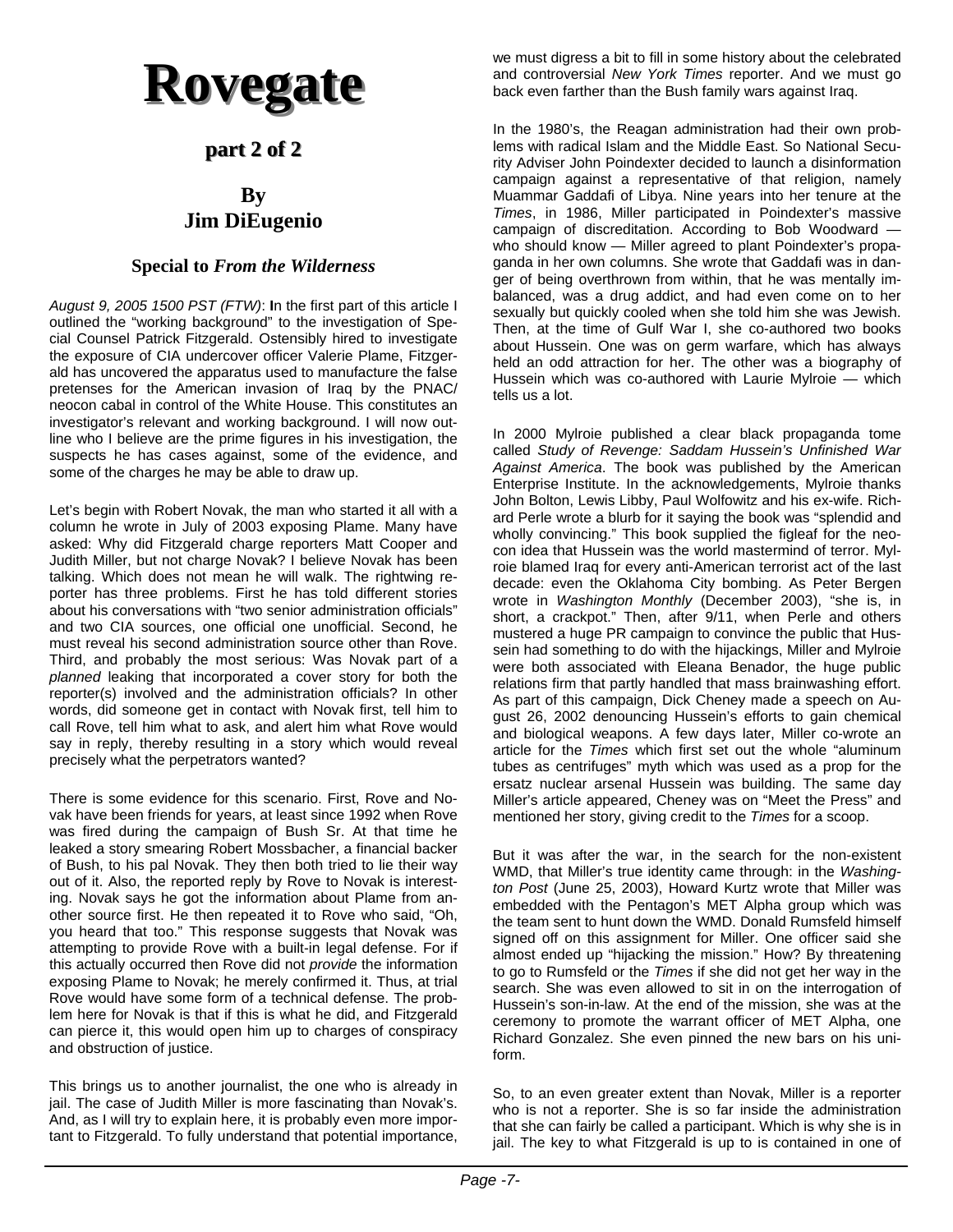# Rovegate

## part 2 of 2

### By
### Jim DiEugenio

#### Special to *From the Wilderness*

*August 9, 2005 1500 PST (FTW)*: **I**n the first part of this article I outlined the "working background" to the investigation of Special Counsel Patrick Fitzgerald. Ostensibly hired to investigate the exposure of CIA undercover officer Valerie Plame, Fitzgerald has uncovered the apparatus used to manufacture the false pretenses for the American invasion of Iraq by the PNAC/ neocon cabal in control of the White House. This constitutes an investigator's relevant and working background. I will now outline who I believe are the prime figures in his investigation, the suspects he has cases against, some of the evidence, and some of the charges he may be able to draw up.

Let's begin with Robert Novak, the man who started it all with a column he wrote in July of 2003 exposing Plame. Many have asked: Why did Fitzgerald charge reporters Matt Cooper and Judith Miller, but not charge Novak? I believe Novak has been talking. Which does not mean he will walk. The rightwing reporter has three problems. First he has told different stories about his conversations with "two senior administration officials" and two CIA sources, one official one unofficial. Second, he must reveal his second administration source other than Rove. Third, and probably the most serious: Was Novak part of a *planned* leaking that incorporated a cover story for both the reporter(s) involved and the administration officials? In other words, did someone get in contact with Novak first, tell him to call Rove, tell him what to ask, and alert him what Rove would say in reply, thereby resulting in a story which would reveal precisely what the perpetrators wanted?

There is some evidence for this scenario. First, Rove and Novak have been friends for years, at least since 1992 when Rove was fired during the campaign of Bush Sr. At that time he leaked a story smearing Robert Mossbacher, a financial backer of Bush, to his pal Novak. They then both tried to lie their way out of it. Also, the reported reply by Rove to Novak is interesting. Novak says he got the information about Plame from another source first. He then repeated it to Rove who said, "Oh, you heard that too." This response suggests that Novak was attempting to provide Rove with a built-in legal defense. For if this actually occurred then Rove did not *provide* the information exposing Plame to Novak; he merely confirmed it. Thus, at trial Rove would have some form of a technical defense. The problem here for Novak is that if this is what he did, and Fitzgerald can pierce it, this would open him up to charges of conspiracy and obstruction of justice.

This brings us to another journalist, the one who is already in jail. The case of Judith Miller is more fascinating than Novak's. And, as I will try to explain here, it is probably even more important to Fitzgerald. To fully understand that potential importance, we must digress a bit to fill in some history about the celebrated and controversial *New York Times* reporter. And we must go back even farther than the Bush family wars against Iraq.

In the 1980's, the Reagan administration had their own problems with radical Islam and the Middle East. So National Security Adviser John Poindexter decided to launch a disinformation campaign against a representative of that religion, namely Muammar Gaddafi of Libya. Nine years into her tenure at the *Times*, in 1986, Miller participated in Poindexter's massive campaign of discreditation. According to Bob Woodward — who should know — Miller agreed to plant Poindexter's propaganda in her own columns. She wrote that Gaddafi was in danger of being overthrown from within, that he was mentally imbalanced, was a drug addict, and had even come on to her sexually but quickly cooled when she told him she was Jewish. Then, at the time of Gulf War I, she co-authored two books about Hussein. One was on germ warfare, which has always held an odd attraction for her. The other was a biography of Hussein which was co-authored with Laurie Mylroie — which tells us a lot.

In 2000 Mylroie published a clear black propaganda tome called *Study of Revenge: Saddam Hussein's Unfinished War Against America*. The book was published by the American Enterprise Institute. In the acknowledgements, Mylroie thanks John Bolton, Lewis Libby, Paul Wolfowitz and his ex-wife. Richard Perle wrote a blurb for it saying the book was "splendid and wholly convincing." This book supplied the figleaf for the neocon idea that Hussein was the world mastermind of terror. Mylroie blamed Iraq for every anti-American terrorist act of the last decade: even the Oklahoma City bombing. As Peter Bergen wrote in *Washington Monthly* (December 2003), "she is, in short, a crackpot." Then, after 9/11, when Perle and others mustered a huge PR campaign to convince the public that Hussein had something to do with the hijackings, Miller and Mylroie were both associated with Eleana Benador, the huge public relations firm that partly handled that mass brainwashing effort. As part of this campaign, Dick Cheney made a speech on August 26, 2002 denouncing Hussein's efforts to gain chemical and biological weapons. A few days later, Miller co-wrote an article for the *Times* which first set out the whole "aluminum tubes as centrifuges" myth which was used as a prop for the ersatz nuclear arsenal Hussein was building. The same day Miller's article appeared, Cheney was on "Meet the Press" and mentioned her story, giving credit to the *Times* for a scoop.

But it was after the war, in the search for the non-existent WMD, that Miller's true identity came through: in the *Washington Post* (June 25, 2003), Howard Kurtz wrote that Miller was embedded with the Pentagon's MET Alpha group which was the team sent to hunt down the WMD. Donald Rumsfeld himself signed off on this assignment for Miller. One officer said she almost ended up "hijacking the mission." How? By threatening to go to Rumsfeld or the *Times* if she did not get her way in the search. She was even allowed to sit in on the interrogation of Hussein's son-in-law. At the end of the mission, she was at the ceremony to promote the warrant officer of MET Alpha, one Richard Gonzalez. She even pinned the new bars on his uniform.

So, to an even greater extent than Novak, Miller is a reporter who is not a reporter. She is so far inside the administration that she can fairly be called a participant. Which is why she is in jail. The key to what Fitzgerald is up to is contained in one of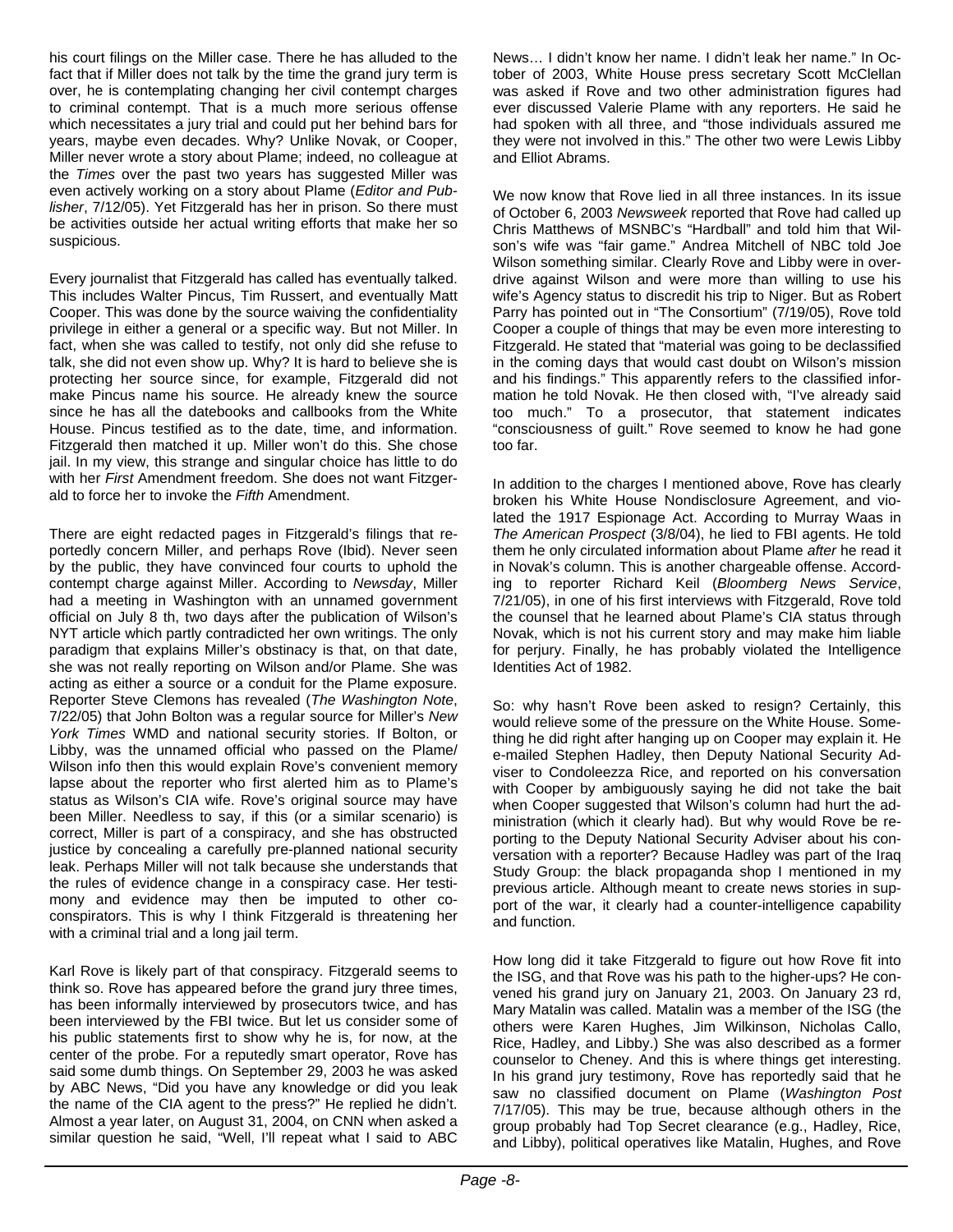his court filings on the Miller case. There he has alluded to the fact that if Miller does not talk by the time the grand jury term is over, he is contemplating changing her civil contempt charges to criminal contempt. That is a much more serious offense which necessitates a jury trial and could put her behind bars for years, maybe even decades. Why? Unlike Novak, or Cooper, Miller never wrote a story about Plame; indeed, no colleague at the *Times* over the past two years has suggested Miller was even actively working on a story about Plame (*Editor and Publisher*, 7/12/05). Yet Fitzgerald has her in prison. So there must be activities outside her actual writing efforts that make her so suspicious.

Every journalist that Fitzgerald has called has eventually talked. This includes Walter Pincus, Tim Russert, and eventually Matt Cooper. This was done by the source waiving the confidentiality privilege in either a general or a specific way. But not Miller. In fact, when she was called to testify, not only did she refuse to talk, she did not even show up. Why? It is hard to believe she is protecting her source since, for example, Fitzgerald did not make Pincus name his source. He already knew the source since he has all the datebooks and callbooks from the White House. Pincus testified as to the date, time, and information. Fitzgerald then matched it up. Miller won't do this. She chose jail. In my view, this strange and singular choice has little to do with her *First* Amendment freedom. She does not want Fitzgerald to force her to invoke the *Fifth* Amendment.

There are eight redacted pages in Fitzgerald's filings that reportedly concern Miller, and perhaps Rove (Ibid). Never seen by the public, they have convinced four courts to uphold the contempt charge against Miller. According to *Newsday*, Miller had a meeting in Washington with an unnamed government official on July 8 th, two days after the publication of Wilson's NYT article which partly contradicted her own writings. The only paradigm that explains Miller's obstinacy is that, on that date, she was not really reporting on Wilson and/or Plame. She was acting as either a source or a conduit for the Plame exposure. Reporter Steve Clemons has revealed (*The Washington Note*, 7/22/05) that John Bolton was a regular source for Miller's *New York Times* WMD and national security stories. If Bolton, or Libby, was the unnamed official who passed on the Plame/ Wilson info then this would explain Rove's convenient memory lapse about the reporter who first alerted him as to Plame's status as Wilson's CIA wife. Rove's original source may have been Miller. Needless to say, if this (or a similar scenario) is correct, Miller is part of a conspiracy, and she has obstructed justice by concealing a carefully pre-planned national security leak. Perhaps Miller will not talk because she understands that the rules of evidence change in a conspiracy case. Her testimony and evidence may then be imputed to other co-conspirators. This is why I think Fitzgerald is threatening her with a criminal trial and a long jail term.

Karl Rove is likely part of that conspiracy. Fitzgerald seems to think so. Rove has appeared before the grand jury three times, has been informally interviewed by prosecutors twice, and has been interviewed by the FBI twice. But let us consider some of his public statements first to show why he is, for now, at the center of the probe. For a reputedly smart operator, Rove has said some dumb things. On September 29, 2003 he was asked by ABC News, "Did you have any knowledge or did you leak the name of the CIA agent to the press?" He replied he didn't. Almost a year later, on August 31, 2004, on CNN when asked a similar question he said, "Well, I'll repeat what I said to ABC News… I didn't know her name. I didn't leak her name." In October of 2003, White House press secretary Scott McClellan was asked if Rove and two other administration figures had ever discussed Valerie Plame with any reporters. He said he had spoken with all three, and "those individuals assured me they were not involved in this." The other two were Lewis Libby and Elliot Abrams.

We now know that Rove lied in all three instances. In its issue of October 6, 2003 *Newsweek* reported that Rove had called up Chris Matthews of MSNBC's "Hardball" and told him that Wilson's wife was "fair game." Andrea Mitchell of NBC told Joe Wilson something similar. Clearly Rove and Libby were in overdrive against Wilson and were more than willing to use his wife's Agency status to discredit his trip to Niger. But as Robert Parry has pointed out in "The Consortium" (7/19/05), Rove told Cooper a couple of things that may be even more interesting to Fitzgerald. He stated that "material was going to be declassified in the coming days that would cast doubt on Wilson's mission and his findings." This apparently refers to the classified information he told Novak. He then closed with, "I've already said too much." To a prosecutor, that statement indicates "consciousness of guilt." Rove seemed to know he had gone too far.

In addition to the charges I mentioned above, Rove has clearly broken his White House Nondisclosure Agreement, and violated the 1917 Espionage Act. According to Murray Waas in *The American Prospect* (3/8/04), he lied to FBI agents. He told them he only circulated information about Plame *after* he read it in Novak's column. This is another chargeable offense. According to reporter Richard Keil (*Bloomberg News Service*, 7/21/05), in one of his first interviews with Fitzgerald, Rove told the counsel that he learned about Plame's CIA status through Novak, which is not his current story and may make him liable for perjury. Finally, he has probably violated the Intelligence Identities Act of 1982.

So: why hasn't Rove been asked to resign? Certainly, this would relieve some of the pressure on the White House. Something he did right after hanging up on Cooper may explain it. He e-mailed Stephen Hadley, then Deputy National Security Adviser to Condoleezza Rice, and reported on his conversation with Cooper by ambiguously saying he did not take the bait when Cooper suggested that Wilson's column had hurt the administration (which it clearly had). But why would Rove be reporting to the Deputy National Security Adviser about his conversation with a reporter? Because Hadley was part of the Iraq Study Group: the black propaganda shop I mentioned in my previous article. Although meant to create news stories in support of the war, it clearly had a counter-intelligence capability and function.

How long did it take Fitzgerald to figure out how Rove fit into the ISG, and that Rove was his path to the higher-ups? He convened his grand jury on January 21, 2003. On January 23 rd, Mary Matalin was called. Matalin was a member of the ISG (the others were Karen Hughes, Jim Wilkinson, Nicholas Callo, Rice, Hadley, and Libby.) She was also described as a former counselor to Cheney. And this is where things get interesting. In his grand jury testimony, Rove has reportedly said that he saw no classified document on Plame (*Washington Post* 7/17/05). This may be true, because although others in the group probably had Top Secret clearance (e.g., Hadley, Rice, and Libby), political operatives like Matalin, Hughes, and Rove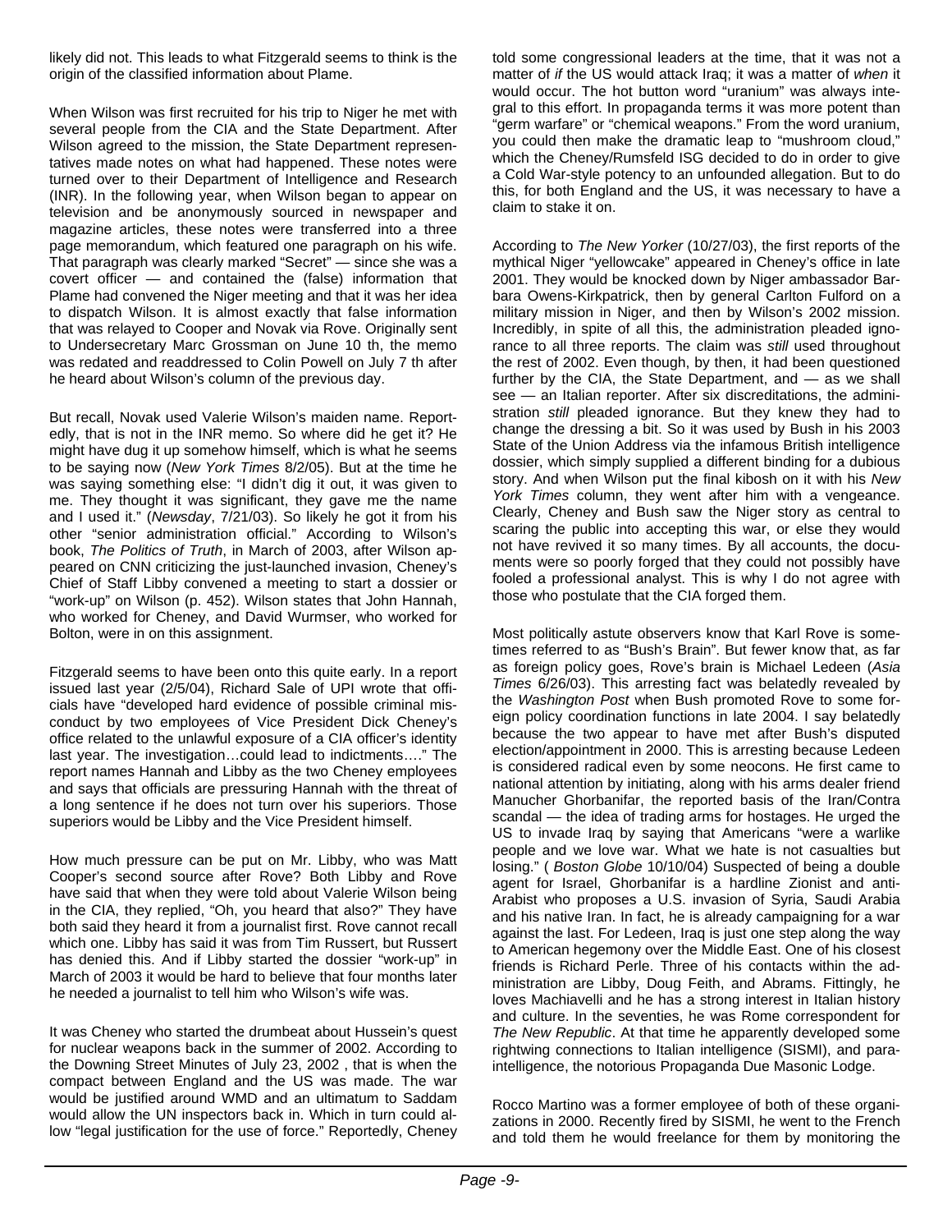likely did not. This leads to what Fitzgerald seems to think is the origin of the classified information about Plame.

When Wilson was first recruited for his trip to Niger he met with several people from the CIA and the State Department. After Wilson agreed to the mission, the State Department representatives made notes on what had happened. These notes were turned over to their Department of Intelligence and Research (INR). In the following year, when Wilson began to appear on television and be anonymously sourced in newspaper and magazine articles, these notes were transferred into a three page memorandum, which featured one paragraph on his wife. That paragraph was clearly marked "Secret" — since she was a covert officer — and contained the (false) information that Plame had convened the Niger meeting and that it was her idea to dispatch Wilson. It is almost exactly that false information that was relayed to Cooper and Novak via Rove. Originally sent to Undersecretary Marc Grossman on June 10 th, the memo was redated and readdressed to Colin Powell on July 7 th after he heard about Wilson's column of the previous day.

But recall, Novak used Valerie Wilson's maiden name. Reportedly, that is not in the INR memo. So where did he get it? He might have dug it up somehow himself, which is what he seems to be saying now (*New York Times* 8/2/05). But at the time he was saying something else: "I didn't dig it out, it was given to me. They thought it was significant, they gave me the name and I used it." (*Newsday*, 7/21/03). So likely he got it from his other "senior administration official." According to Wilson's book, *The Politics of Truth*, in March of 2003, after Wilson appeared on CNN criticizing the just-launched invasion, Cheney's Chief of Staff Libby convened a meeting to start a dossier or "work-up" on Wilson (p. 452). Wilson states that John Hannah, who worked for Cheney, and David Wurmser, who worked for Bolton, were in on this assignment.

Fitzgerald seems to have been onto this quite early. In a report issued last year (2/5/04), Richard Sale of UPI wrote that officials have "developed hard evidence of possible criminal misconduct by two employees of Vice President Dick Cheney's office related to the unlawful exposure of a CIA officer's identity last year. The investigation…could lead to indictments…." The report names Hannah and Libby as the two Cheney employees and says that officials are pressuring Hannah with the threat of a long sentence if he does not turn over his superiors. Those superiors would be Libby and the Vice President himself.

How much pressure can be put on Mr. Libby, who was Matt Cooper's second source after Rove? Both Libby and Rove have said that when they were told about Valerie Wilson being in the CIA, they replied, "Oh, you heard that also?" They have both said they heard it from a journalist first. Rove cannot recall which one. Libby has said it was from Tim Russert, but Russert has denied this. And if Libby started the dossier "work-up" in March of 2003 it would be hard to believe that four months later he needed a journalist to tell him who Wilson's wife was.

It was Cheney who started the drumbeat about Hussein's quest for nuclear weapons back in the summer of 2002. According to the Downing Street Minutes of July 23, 2002 , that is when the compact between England and the US was made. The war would be justified around WMD and an ultimatum to Saddam would allow the UN inspectors back in. Which in turn could allow "legal justification for the use of force." Reportedly, Cheney told some congressional leaders at the time, that it was not a matter of *if* the US would attack Iraq; it was a matter of *when* it would occur. The hot button word "uranium" was always integral to this effort. In propaganda terms it was more potent than "germ warfare" or "chemical weapons." From the word uranium, you could then make the dramatic leap to "mushroom cloud," which the Cheney/Rumsfeld ISG decided to do in order to give a Cold War-style potency to an unfounded allegation. But to do this, for both England and the US, it was necessary to have a claim to stake it on.

According to *The New Yorker* (10/27/03), the first reports of the mythical Niger "yellowcake" appeared in Cheney's office in late 2001. They would be knocked down by Niger ambassador Barbara Owens-Kirkpatrick, then by general Carlton Fulford on a military mission in Niger, and then by Wilson's 2002 mission. Incredibly, in spite of all this, the administration pleaded ignorance to all three reports. The claim was *still* used throughout the rest of 2002. Even though, by then, it had been questioned further by the CIA, the State Department, and — as we shall see — an Italian reporter. After six discreditations, the administration *still* pleaded ignorance. But they knew they had to change the dressing a bit. So it was used by Bush in his 2003 State of the Union Address via the infamous British intelligence dossier, which simply supplied a different binding for a dubious story. And when Wilson put the final kibosh on it with his *New York Times* column, they went after him with a vengeance. Clearly, Cheney and Bush saw the Niger story as central to scaring the public into accepting this war, or else they would not have revived it so many times. By all accounts, the documents were so poorly forged that they could not possibly have fooled a professional analyst. This is why I do not agree with those who postulate that the CIA forged them.

Most politically astute observers know that Karl Rove is sometimes referred to as "Bush's Brain". But fewer know that, as far as foreign policy goes, Rove's brain is Michael Ledeen (*Asia Times* 6/26/03). This arresting fact was belatedly revealed by the *Washington Post* when Bush promoted Rove to some foreign policy coordination functions in late 2004. I say belatedly because the two appear to have met after Bush's disputed election/appointment in 2000. This is arresting because Ledeen is considered radical even by some neocons. He first came to national attention by initiating, along with his arms dealer friend Manucher Ghorbanifar, the reported basis of the Iran/Contra scandal — the idea of trading arms for hostages. He urged the US to invade Iraq by saying that Americans "were a warlike people and we love war. What we hate is not casualties but losing." ( *Boston Globe* 10/10/04) Suspected of being a double agent for Israel, Ghorbanifar is a hardline Zionist and anti-Arabist who proposes a U.S. invasion of Syria, Saudi Arabia and his native Iran. In fact, he is already campaigning for a war against the last. For Ledeen, Iraq is just one step along the way to American hegemony over the Middle East. One of his closest friends is Richard Perle. Three of his contacts within the administration are Libby, Doug Feith, and Abrams. Fittingly, he loves Machiavelli and he has a strong interest in Italian history and culture. In the seventies, he was Rome correspondent for *The New Republic*. At that time he apparently developed some rightwing connections to Italian intelligence (SISMI), and para-intelligence, the notorious Propaganda Due Masonic Lodge.

Rocco Martino was a former employee of both of these organizations in 2000. Recently fired by SISMI, he went to the French and told them he would freelance for them by monitoring the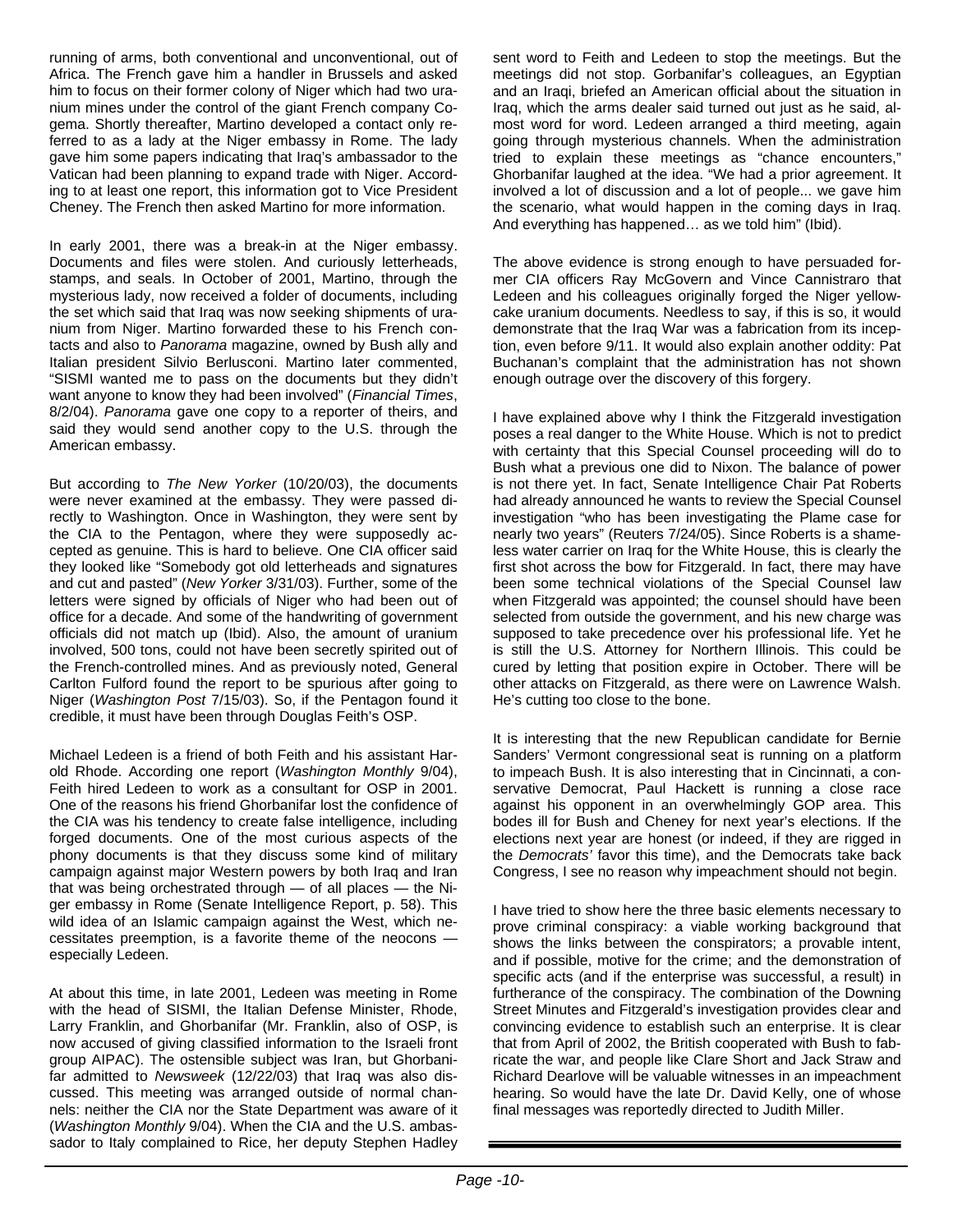running of arms, both conventional and unconventional, out of Africa. The French gave him a handler in Brussels and asked him to focus on their former colony of Niger which had two uranium mines under the control of the giant French company Cogema. Shortly thereafter, Martino developed a contact only referred to as a lady at the Niger embassy in Rome. The lady gave him some papers indicating that Iraq's ambassador to the Vatican had been planning to expand trade with Niger. According to at least one report, this information got to Vice President Cheney. The French then asked Martino for more information.

In early 2001, there was a break-in at the Niger embassy. Documents and files were stolen. And curiously letterheads, stamps, and seals. In October of 2001, Martino, through the mysterious lady, now received a folder of documents, including the set which said that Iraq was now seeking shipments of uranium from Niger. Martino forwarded these to his French contacts and also to *Panorama* magazine, owned by Bush ally and Italian president Silvio Berlusconi. Martino later commented, "SISMI wanted me to pass on the documents but they didn't want anyone to know they had been involved" (*Financial Times*, 8/2/04). *Panorama* gave one copy to a reporter of theirs, and said they would send another copy to the U.S. through the American embassy.

But according to *The New Yorker* (10/20/03), the documents were never examined at the embassy. They were passed directly to Washington. Once in Washington, they were sent by the CIA to the Pentagon, where they were supposedly accepted as genuine. This is hard to believe. One CIA officer said they looked like "Somebody got old letterheads and signatures and cut and pasted" (*New Yorker* 3/31/03). Further, some of the letters were signed by officials of Niger who had been out of office for a decade. And some of the handwriting of government officials did not match up (Ibid). Also, the amount of uranium involved, 500 tons, could not have been secretly spirited out of the French-controlled mines. And as previously noted, General Carlton Fulford found the report to be spurious after going to Niger (*Washington Post* 7/15/03). So, if the Pentagon found it credible, it must have been through Douglas Feith's OSP.

Michael Ledeen is a friend of both Feith and his assistant Harold Rhode. According one report (*Washington Monthly* 9/04), Feith hired Ledeen to work as a consultant for OSP in 2001. One of the reasons his friend Ghorbanifar lost the confidence of the CIA was his tendency to create false intelligence, including forged documents. One of the most curious aspects of the phony documents is that they discuss some kind of military campaign against major Western powers by both Iraq and Iran that was being orchestrated through — of all places — the Niger embassy in Rome (Senate Intelligence Report, p. 58). This wild idea of an Islamic campaign against the West, which necessitates preemption, is a favorite theme of the neocons — especially Ledeen.

At about this time, in late 2001, Ledeen was meeting in Rome with the head of SISMI, the Italian Defense Minister, Rhode, Larry Franklin, and Ghorbanifar (Mr. Franklin, also of OSP, is now accused of giving classified information to the Israeli front group AIPAC). The ostensible subject was Iran, but Ghorbanifar admitted to *Newsweek* (12/22/03) that Iraq was also discussed. This meeting was arranged outside of normal channels: neither the CIA nor the State Department was aware of it (*Washington Monthly* 9/04). When the CIA and the U.S. ambassador to Italy complained to Rice, her deputy Stephen Hadley sent word to Feith and Ledeen to stop the meetings. But the meetings did not stop. Gorbanifar's colleagues, an Egyptian and an Iraqi, briefed an American official about the situation in Iraq, which the arms dealer said turned out just as he said, almost word for word. Ledeen arranged a third meeting, again going through mysterious channels. When the administration tried to explain these meetings as "chance encounters," Ghorbanifar laughed at the idea. "We had a prior agreement. It involved a lot of discussion and a lot of people... we gave him the scenario, what would happen in the coming days in Iraq. And everything has happened… as we told him" (Ibid).

The above evidence is strong enough to have persuaded former CIA officers Ray McGovern and Vince Cannistraro that Ledeen and his colleagues originally forged the Niger yellowcake uranium documents. Needless to say, if this is so, it would demonstrate that the Iraq War was a fabrication from its inception, even before 9/11. It would also explain another oddity: Pat Buchanan's complaint that the administration has not shown enough outrage over the discovery of this forgery.

I have explained above why I think the Fitzgerald investigation poses a real danger to the White House. Which is not to predict with certainty that this Special Counsel proceeding will do to Bush what a previous one did to Nixon. The balance of power is not there yet. In fact, Senate Intelligence Chair Pat Roberts had already announced he wants to review the Special Counsel investigation "who has been investigating the Plame case for nearly two years" (Reuters 7/24/05). Since Roberts is a shameless water carrier on Iraq for the White House, this is clearly the first shot across the bow for Fitzgerald. In fact, there may have been some technical violations of the Special Counsel law when Fitzgerald was appointed; the counsel should have been selected from outside the government, and his new charge was supposed to take precedence over his professional life. Yet he is still the U.S. Attorney for Northern Illinois. This could be cured by letting that position expire in October. There will be other attacks on Fitzgerald, as there were on Lawrence Walsh. He's cutting too close to the bone.

It is interesting that the new Republican candidate for Bernie Sanders' Vermont congressional seat is running on a platform to impeach Bush. It is also interesting that in Cincinnati, a conservative Democrat, Paul Hackett is running a close race against his opponent in an overwhelmingly GOP area. This bodes ill for Bush and Cheney for next year's elections. If the elections next year are honest (or indeed, if they are rigged in the *Democrats'* favor this time), and the Democrats take back Congress, I see no reason why impeachment should not begin.

I have tried to show here the three basic elements necessary to prove criminal conspiracy: a viable working background that shows the links between the conspirators; a provable intent, and if possible, motive for the crime; and the demonstration of specific acts (and if the enterprise was successful, a result) in furtherance of the conspiracy. The combination of the Downing Street Minutes and Fitzgerald's investigation provides clear and convincing evidence to establish such an enterprise. It is clear that from April of 2002, the British cooperated with Bush to fabricate the war, and people like Clare Short and Jack Straw and Richard Dearlove will be valuable witnesses in an impeachment hearing. So would have the late Dr. David Kelly, one of whose final messages was reportedly directed to Judith Miller.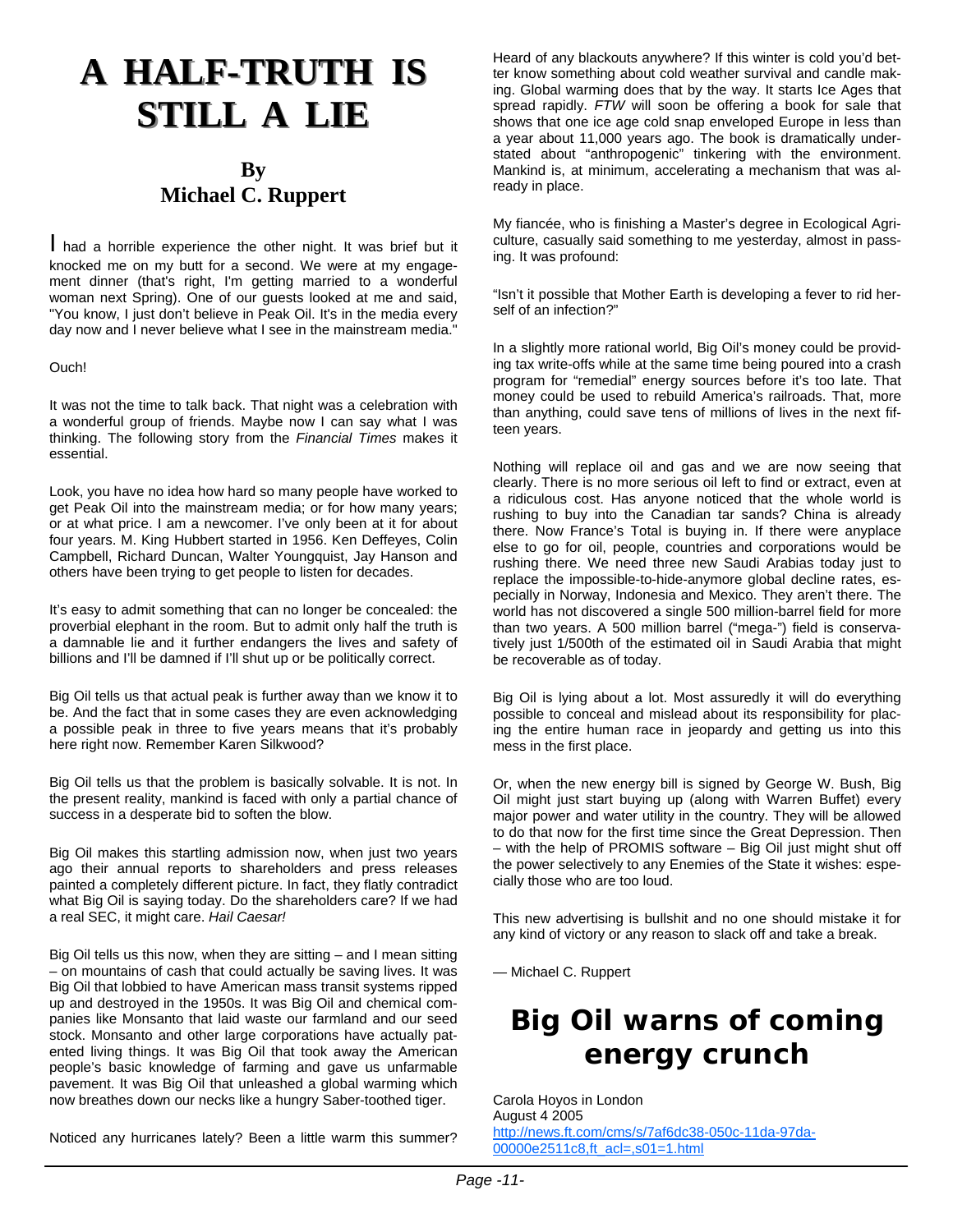# A HALF-TRUTH IS STILL A LIE

## By Michael C. Ruppert

I had a horrible experience the other night. It was brief but it knocked me on my butt for a second. We were at my engagement dinner (that's right, I'm getting married to a wonderful woman next Spring). One of our guests looked at me and said, "You know, I just don't believe in Peak Oil. It's in the media every day now and I never believe what I see in the mainstream media."

Ouch!

It was not the time to talk back. That night was a celebration with a wonderful group of friends. Maybe now I can say what I was thinking. The following story from the *Financial Times* makes it essential.

Look, you have no idea how hard so many people have worked to get Peak Oil into the mainstream media; or for how many years; or at what price. I am a newcomer. I've only been at it for about four years. M. King Hubbert started in 1956. Ken Deffeyes, Colin Campbell, Richard Duncan, Walter Youngquist, Jay Hanson and others have been trying to get people to listen for decades.

It's easy to admit something that can no longer be concealed: the proverbial elephant in the room. But to admit only half the truth is a damnable lie and it further endangers the lives and safety of billions and I'll be damned if I'll shut up or be politically correct.

Big Oil tells us that actual peak is further away than we know it to be. And the fact that in some cases they are even acknowledging a possible peak in three to five years means that it's probably here right now. Remember Karen Silkwood?

Big Oil tells us that the problem is basically solvable. It is not. In the present reality, mankind is faced with only a partial chance of success in a desperate bid to soften the blow.

Big Oil makes this startling admission now, when just two years ago their annual reports to shareholders and press releases painted a completely different picture. In fact, they flatly contradict what Big Oil is saying today. Do the shareholders care? If we had a real SEC, it might care. *Hail Caesar!*

Big Oil tells us this now, when they are sitting – and I mean sitting – on mountains of cash that could actually be saving lives. It was Big Oil that lobbied to have American mass transit systems ripped up and destroyed in the 1950s. It was Big Oil and chemical companies like Monsanto that laid waste our farmland and our seed stock. Monsanto and other large corporations have actually patented living things. It was Big Oil that took away the American people's basic knowledge of farming and gave us unfarmable pavement. It was Big Oil that unleashed a global warming which now breathes down our necks like a hungry Saber-toothed tiger.

Noticed any hurricanes lately? Been a little warm this summer? Heard of any blackouts anywhere? If this winter is cold you'd better know something about cold weather survival and candle making. Global warming does that by the way. It starts Ice Ages that spread rapidly. *FTW* will soon be offering a book for sale that shows that one ice age cold snap enveloped Europe in less than a year about 11,000 years ago. The book is dramatically understated about "anthropogenic" tinkering with the environment. Mankind is, at minimum, accelerating a mechanism that was already in place.

My fiancée, who is finishing a Master's degree in Ecological Agriculture, casually said something to me yesterday, almost in passing. It was profound:

"Isn't it possible that Mother Earth is developing a fever to rid herself of an infection?"

In a slightly more rational world, Big Oil's money could be providing tax write-offs while at the same time being poured into a crash program for "remedial" energy sources before it's too late. That money could be used to rebuild America's railroads. That, more than anything, could save tens of millions of lives in the next fifteen years.

Nothing will replace oil and gas and we are now seeing that clearly. There is no more serious oil left to find or extract, even at a ridiculous cost. Has anyone noticed that the whole world is rushing to buy into the Canadian tar sands? China is already there. Now France's Total is buying in. If there were anyplace else to go for oil, people, countries and corporations would be rushing there. We need three new Saudi Arabias today just to replace the impossible-to-hide-anymore global decline rates, especially in Norway, Indonesia and Mexico. They aren't there. The world has not discovered a single 500 million-barrel field for more than two years. A 500 million barrel ("mega-") field is conservatively just 1/500th of the estimated oil in Saudi Arabia that might be recoverable as of today.

Big Oil is lying about a lot. Most assuredly it will do everything possible to conceal and mislead about its responsibility for placing the entire human race in jeopardy and getting us into this mess in the first place.

Or, when the new energy bill is signed by George W. Bush, Big Oil might just start buying up (along with Warren Buffet) every major power and water utility in the country. They will be allowed to do that now for the first time since the Great Depression. Then – with the help of PROMIS software – Big Oil just might shut off the power selectively to any Enemies of the State it wishes: especially those who are too loud.

This new advertising is bullshit and no one should mistake it for any kind of victory or any reason to slack off and take a break.

— Michael C. Ruppert

# Big Oil warns of coming energy crunch

Carola Hoyos in London
August 4 2005
http://news.ft.com/cms/s/7af6dc38-050c-11da-97da-00000e2511c8,ft_acl=,s01=1.html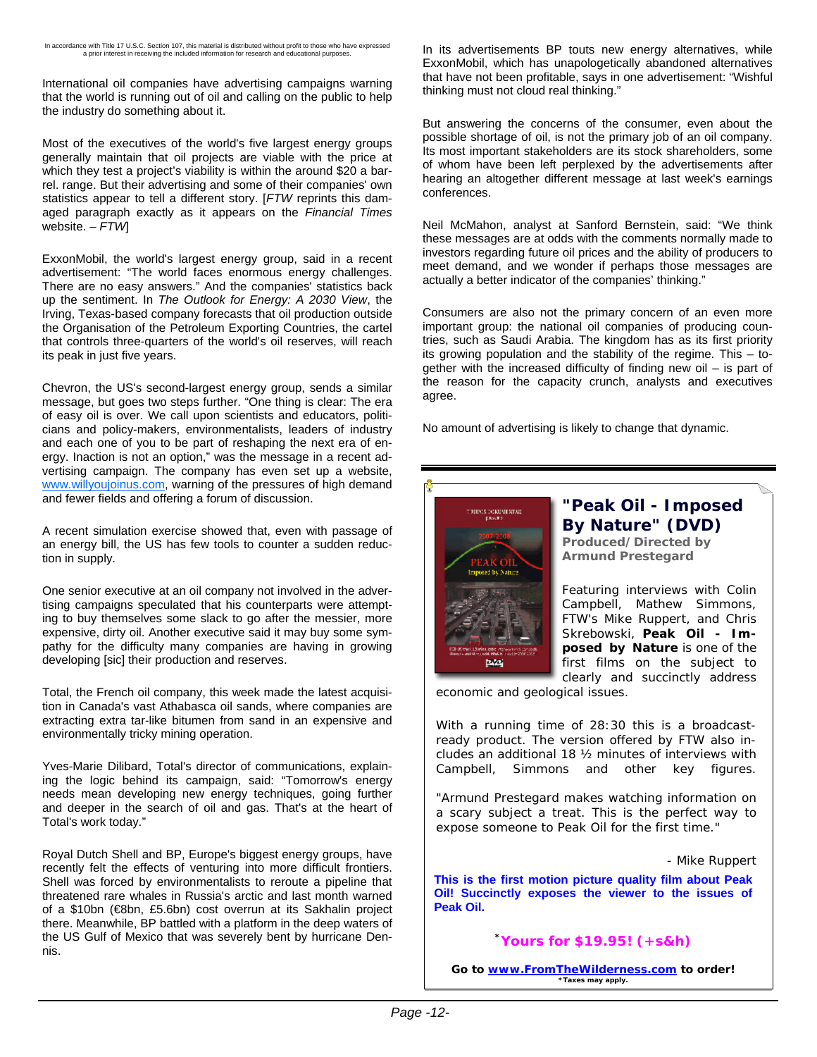In accordance with Title 17 U.S.C. Section 107, this material is distributed without profit to those who have expressed a prior interest in receiving the included information for research and educational purposes.

International oil companies have advertising campaigns warning that the world is running out of oil and calling on the public to help the industry do something about it.

Most of the executives of the world's five largest energy groups generally maintain that oil projects are viable with the price at which they test a project's viability is within the around $20 a barrel. range. But their advertising and some of their companies' own statistics appear to tell a different story. [*FTW* reprints this damaged paragraph exactly as it appears on the *Financial Times* website. – *FTW*]

ExxonMobil, the world's largest energy group, said in a recent advertisement: "The world faces enormous energy challenges. There are no easy answers." And the companies' statistics back up the sentiment. In *The Outlook for Energy: A 2030 View*, the Irving, Texas-based company forecasts that oil production outside the Organisation of the Petroleum Exporting Countries, the cartel that controls three-quarters of the world's oil reserves, will reach its peak in just five years.

Chevron, the US's second-largest energy group, sends a similar message, but goes two steps further. "One thing is clear: The era of easy oil is over. We call upon scientists and educators, politicians and policy-makers, environmentalists, leaders of industry and each one of you to be part of reshaping the next era of energy. Inaction is not an option," was the message in a recent advertising campaign. The company has even set up a website, www.willyoujoinus.com, warning of the pressures of high demand and fewer fields and offering a forum of discussion.

A recent simulation exercise showed that, even with passage of an energy bill, the US has few tools to counter a sudden reduction in supply.

One senior executive at an oil company not involved in the advertising campaigns speculated that his counterparts were attempting to buy themselves some slack to go after the messier, more expensive, dirty oil. Another executive said it may buy some sympathy for the difficulty many companies are having in growing developing [sic] their production and reserves.

Total, the French oil company, this week made the latest acquisition in Canada's vast Athabasca oil sands, where companies are extracting extra tar-like bitumen from sand in an expensive and environmentally tricky mining operation.

Yves-Marie Dilibard, Total's director of communications, explaining the logic behind its campaign, said: "Tomorrow's energy needs mean developing new energy techniques, going further and deeper in the search of oil and gas. That's at the heart of Total's work today."

Royal Dutch Shell and BP, Europe's biggest energy groups, have recently felt the effects of venturing into more difficult frontiers. Shell was forced by environmentalists to reroute a pipeline that threatened rare whales in Russia's arctic and last month warned of a $10bn (€8bn, £5.6bn) cost overrun at its Sakhalin project there. Meanwhile, BP battled with a platform in the deep waters of the US Gulf of Mexico that was severely bent by hurricane Dennis.

In its advertisements BP touts new energy alternatives, while ExxonMobil, which has unapologetically abandoned alternatives that have not been profitable, says in one advertisement: "Wishful thinking must not cloud real thinking."

But answering the concerns of the consumer, even about the possible shortage of oil, is not the primary job of an oil company. Its most important stakeholders are its stock shareholders, some of whom have been left perplexed by the advertisements after hearing an altogether different message at last week's earnings conferences.

Neil McMahon, analyst at Sanford Bernstein, said: "We think these messages are at odds with the comments normally made to investors regarding future oil prices and the ability of producers to meet demand, and we wonder if perhaps those messages are actually a better indicator of the companies' thinking."

Consumers are also not the primary concern of an even more important group: the national oil companies of producing countries, such as Saudi Arabia. The kingdom has as its first priority its growing population and the stability of the regime. This – together with the increased difficulty of finding new oil – is part of the reason for the capacity crunch, analysts and executives agree.

No amount of advertising is likely to change that dynamic.

---

## "Peak Oil - Imposed By Nature" (DVD)

**Produced/Directed by Armund Prestegard**

Featuring interviews with Colin Campbell, Mathew Simmons, FTW's Mike Ruppert, and Chris Skrebowski, **Peak Oil - Imposed by Nature** is one of the first films on the subject to clearly and succinctly address economic and geological issues.

With a running time of 28:30 this is a broadcast-ready product. The version offered by FTW also includes an additional 18 ½ minutes of interviews with Campbell, Simmons and other key figures.

"Armund Prestegard makes watching information on a scary subject a treat. This is the perfect way to expose someone to Peak Oil for the first time."

- Mike Ruppert

**This is the first motion picture quality film about Peak Oil! Succinctly exposes the viewer to the issues of Peak Oil.**

***Yours for $19.95! (+s&h)**

**Go to www.FromTheWilderness.com to order!**

***Taxes may apply.**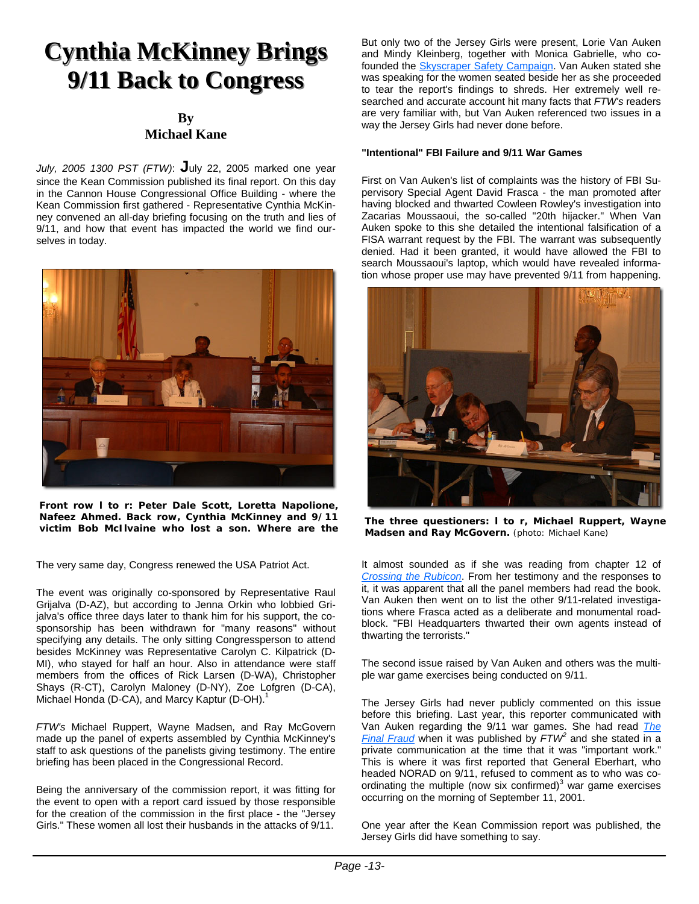# Cynthia McKinney Brings 9/11 Back to Congress

**By**
**Michael Kane**

*July, 2005 1300 PST (FTW)*: July 22, 2005 marked one year since the Kean Commission published its final report. On this day in the Cannon House Congressional Office Building - where the Kean Commission first gathered - Representative Cynthia McKinney convened an all-day briefing focusing on the truth and lies of 9/11, and how that event has impacted the world we find ourselves in today.

**Front row l to r: Peter Dale Scott, Loretta Napolione, Nafeez Ahmed. Back row, Cynthia McKinney and 9/11 victim Bob McIlvaine who lost a son. Where are the**

The very same day, Congress renewed the USA Patriot Act.

The event was originally co-sponsored by Representative Raul Grijalva (D-AZ), but according to Jenna Orkin who lobbied Grijalva's office three days later to thank him for his support, the co-sponsorship has been withdrawn for "many reasons" without specifying any details. The only sitting Congressperson to attend besides McKinney was Representative Carolyn C. Kilpatrick (D-MI), who stayed for half an hour. Also in attendance were staff members from the offices of Rick Larsen (D-WA), Christopher Shays (R-CT), Carolyn Maloney (D-NY), Zoe Lofgren (D-CA), Michael Honda (D-CA), and Marcy Kaptur (D-OH).[1]

*FTW's* Michael Ruppert, Wayne Madsen, and Ray McGovern made up the panel of experts assembled by Cynthia McKinney's staff to ask questions of the panelists giving testimony. The entire briefing has been placed in the Congressional Record.

Being the anniversary of the commission report, it was fitting for the event to open with a report card issued by those responsible for the creation of the commission in the first place - the "Jersey Girls." These women all lost their husbands in the attacks of 9/11.

But only two of the Jersey Girls were present, Lorie Van Auken and Mindy Kleinberg, together with Monica Gabrielle, who co-founded the Skyscraper Safety Campaign. Van Auken stated she was speaking for the women seated beside her as she proceeded to tear the report's findings to shreds. Her extremely well researched and accurate account hit many facts that *FTW's* readers are very familiar with, but Van Auken referenced two issues in a way the Jersey Girls had never done before.

**"Intentional" FBI Failure and 9/11 War Games**

First on Van Auken's list of complaints was the history of FBI Supervisory Special Agent David Frasca - the man promoted after having blocked and thwarted Cowleen Rowley's investigation into Zacarias Moussaoui, the so-called "20th hijacker." When Van Auken spoke to this she detailed the intentional falsification of a FISA warrant request by the FBI. The warrant was subsequently denied. Had it been granted, it would have allowed the FBI to search Moussaoui's laptop, which would have revealed information whose proper use may have prevented 9/11 from happening.

**The three questioners: l to r, Michael Ruppert, Wayne Madsen and Ray McGovern.** (photo: Michael Kane)

It almost sounded as if she was reading from chapter 12 of *Crossing the Rubicon*. From her testimony and the responses to it, it was apparent that all the panel members had read the book. Van Auken then went on to list the other 9/11-related investigations where Frasca acted as a deliberate and monumental roadblock. "FBI Headquarters thwarted their own agents instead of thwarting the terrorists."

The second issue raised by Van Auken and others was the multiple war game exercises being conducted on 9/11.

The Jersey Girls had never publicly commented on this issue before this briefing. Last year, this reporter communicated with Van Auken regarding the 9/11 war games. She had read *The Final Fraud* when it was published by *FTW*[2] and she stated in a private communication at the time that it was "important work." This is where it was first reported that General Eberhart, who headed NORAD on 9/11, refused to comment as to who was coordinating the multiple (now six confirmed)[3] war game exercises occurring on the morning of September 11, 2001.

One year after the Kean Commission report was published, the Jersey Girls did have something to say.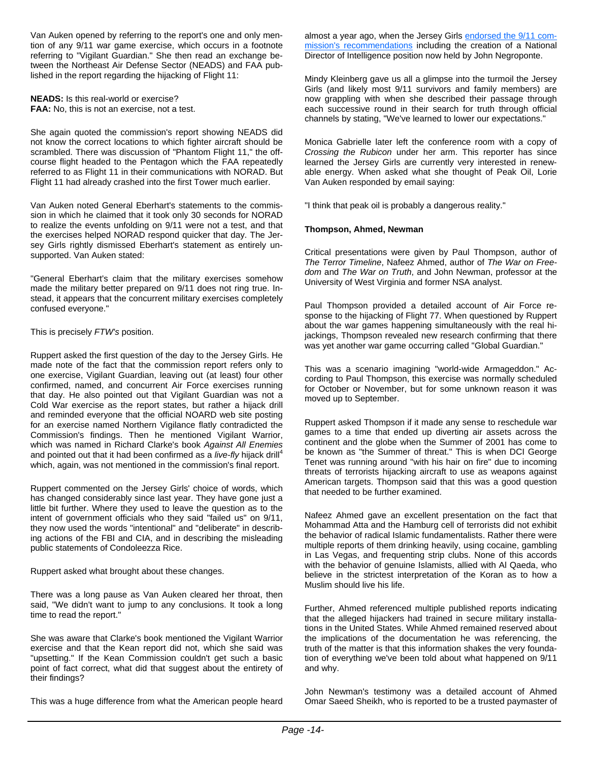Van Auken opened by referring to the report's one and only mention of any 9/11 war game exercise, which occurs in a footnote referring to "Vigilant Guardian." She then read an exchange between the Northeast Air Defense Sector (NEADS) and FAA published in the report regarding the hijacking of Flight 11:

**NEADS:** Is this real-world or exercise?
**FAA:** No, this is not an exercise, not a test.

She again quoted the commission's report showing NEADS did not know the correct locations to which fighter aircraft should be scrambled. There was discussion of "Phantom Flight 11," the off-course flight headed to the Pentagon which the FAA repeatedly referred to as Flight 11 in their communications with NORAD. But Flight 11 had already crashed into the first Tower much earlier.

Van Auken noted General Eberhart's statements to the commission in which he claimed that it took only 30 seconds for NORAD to realize the events unfolding on 9/11 were not a test, and that the exercises helped NORAD respond quicker that day. The Jersey Girls rightly dismissed Eberhart's statement as entirely unsupported. Van Auken stated:

"General Eberhart's claim that the military exercises somehow made the military better prepared on 9/11 does not ring true. Instead, it appears that the concurrent military exercises completely confused everyone."

This is precisely *FTW's* position.

Ruppert asked the first question of the day to the Jersey Girls. He made note of the fact that the commission report refers only to one exercise, Vigilant Guardian, leaving out (at least) four other confirmed, named, and concurrent Air Force exercises running that day. He also pointed out that Vigilant Guardian was not a Cold War exercise as the report states, but rather a hijack drill and reminded everyone that the official NOARD web site posting for an exercise named Northern Vigilance flatly contradicted the Commission's findings. Then he mentioned Vigilant Warrior, which was named in Richard Clarke's book *Against All Enemies* and pointed out that it had been confirmed as a *live-fly* hijack drill[4] which, again, was not mentioned in the commission's final report.

Ruppert commented on the Jersey Girls' choice of words, which has changed considerably since last year. They have gone just a little bit further. Where they used to leave the question as to the intent of government officials who they said "failed us" on 9/11, they now used the words "intentional" and "deliberate" in describing actions of the FBI and CIA, and in describing the misleading public statements of Condoleezza Rice.

Ruppert asked what brought about these changes.

There was a long pause as Van Auken cleared her throat, then said, "We didn't want to jump to any conclusions. It took a long time to read the report."

She was aware that Clarke's book mentioned the Vigilant Warrior exercise and that the Kean report did not, which she said was "upsetting." If the Kean Commission couldn't get such a basic point of fact correct, what did that suggest about the entirety of their findings?

This was a huge difference from what the American people heard almost a year ago, when the Jersey Girls [endorsed the 9/11 commission's recommendations] including the creation of a National Director of Intelligence position now held by John Negroponte.

Mindy Kleinberg gave us all a glimpse into the turmoil the Jersey Girls (and likely most 9/11 survivors and family members) are now grappling with when she described their passage through each successive round in their search for truth through official channels by stating, "We've learned to lower our expectations."

Monica Gabrielle later left the conference room with a copy of *Crossing the Rubicon* under her arm. This reporter has since learned the Jersey Girls are currently very interested in renewable energy. When asked what she thought of Peak Oil, Lorie Van Auken responded by email saying:

"I think that peak oil is probably a dangerous reality."

**Thompson, Ahmed, Newman**

Critical presentations were given by Paul Thompson, author of *The Terror Timeline*, Nafeez Ahmed, author of *The War on Freedom* and *The War on Truth*, and John Newman, professor at the University of West Virginia and former NSA analyst.

Paul Thompson provided a detailed account of Air Force response to the hijacking of Flight 77. When questioned by Ruppert about the war games happening simultaneously with the real hijackings, Thompson revealed new research confirming that there was yet another war game occurring called "Global Guardian."

This was a scenario imagining "world-wide Armageddon." According to Paul Thompson, this exercise was normally scheduled for October or November, but for some unknown reason it was moved up to September.

Ruppert asked Thompson if it made any sense to reschedule war games to a time that ended up diverting air assets across the continent and the globe when the Summer of 2001 has come to be known as "the Summer of threat." This is when DCI George Tenet was running around "with his hair on fire" due to incoming threats of terrorists hijacking aircraft to use as weapons against American targets. Thompson said that this was a good question that needed to be further examined.

Nafeez Ahmed gave an excellent presentation on the fact that Mohammad Atta and the Hamburg cell of terrorists did not exhibit the behavior of radical Islamic fundamentalists. Rather there were multiple reports of them drinking heavily, using cocaine, gambling in Las Vegas, and frequenting strip clubs. None of this accords with the behavior of genuine Islamists, allied with Al Qaeda, who believe in the strictest interpretation of the Koran as to how a Muslim should live his life.

Further, Ahmed referenced multiple published reports indicating that the alleged hijackers had trained in secure military installations in the United States. While Ahmed remained reserved about the implications of the documentation he was referencing, the truth of the matter is that this information shakes the very foundation of everything we've been told about what happened on 9/11 and why.

John Newman's testimony was a detailed account of Ahmed Omar Saeed Sheikh, who is reported to be a trusted paymaster of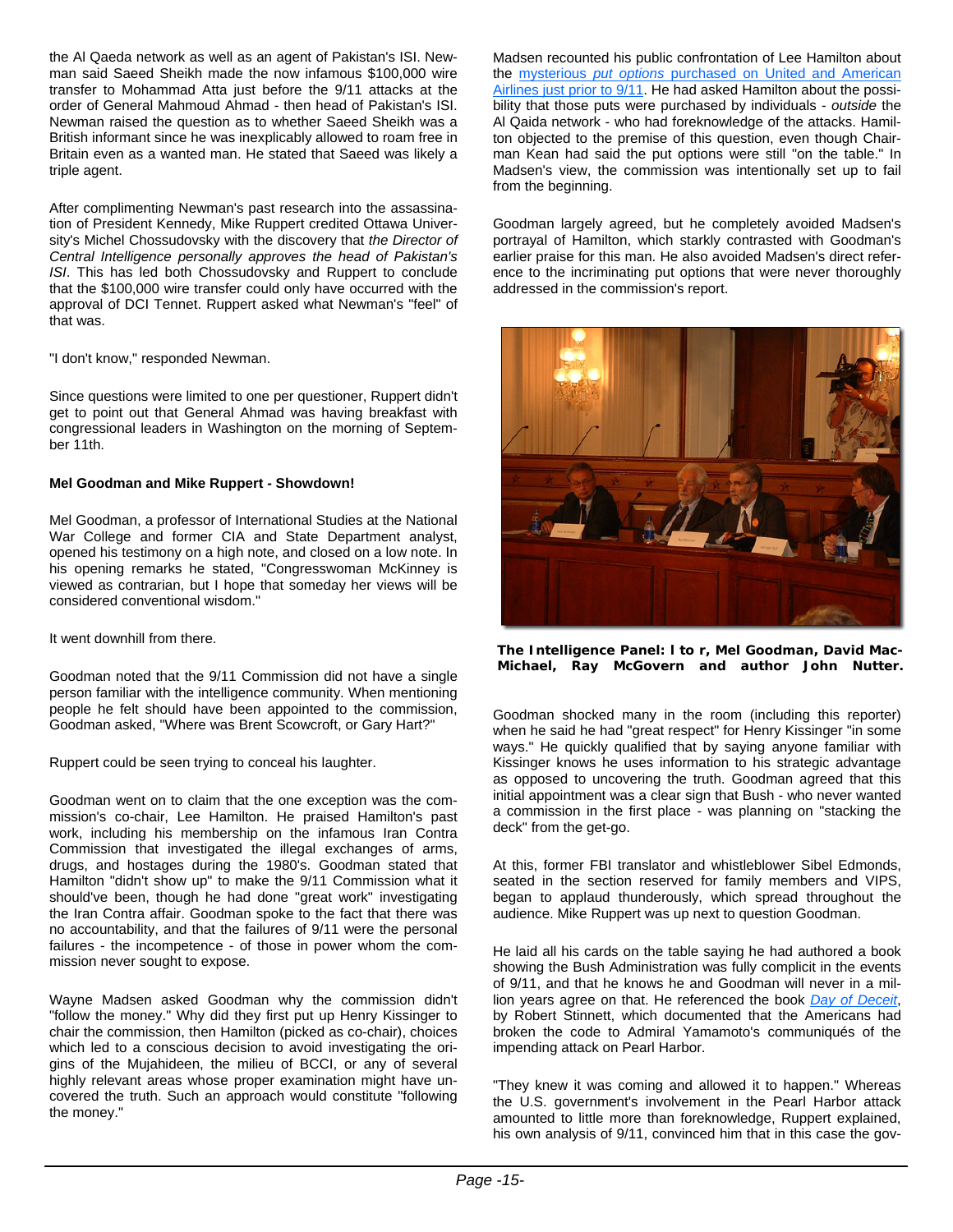the Al Qaeda network as well as an agent of Pakistan's ISI. Newman said Saeed Sheikh made the now infamous $100,000 wire transfer to Mohammad Atta just before the 9/11 attacks at the order of General Mahmoud Ahmad - then head of Pakistan's ISI. Newman raised the question as to whether Saeed Sheikh was a British informant since he was inexplicably allowed to roam free in Britain even as a wanted man. He stated that Saeed was likely a triple agent.

After complimenting Newman's past research into the assassination of President Kennedy, Mike Ruppert credited Ottawa University's Michel Chossudovsky with the discovery that *the Director of Central Intelligence personally approves the head of Pakistan's ISI*. This has led both Chossudovsky and Ruppert to conclude that the $100,000 wire transfer could only have occurred with the approval of DCI Tennet. Ruppert asked what Newman's "feel" of that was.

"I don't know," responded Newman.

Since questions were limited to one per questioner, Ruppert didn't get to point out that General Ahmad was having breakfast with congressional leaders in Washington on the morning of September 11th.

**Mel Goodman and Mike Ruppert - Showdown!**

Mel Goodman, a professor of International Studies at the National War College and former CIA and State Department analyst, opened his testimony on a high note, and closed on a low note. In his opening remarks he stated, "Congresswoman McKinney is viewed as contrarian, but I hope that someday her views will be considered conventional wisdom."

It went downhill from there.

Goodman noted that the 9/11 Commission did not have a single person familiar with the intelligence community. When mentioning people he felt should have been appointed to the commission, Goodman asked, "Where was Brent Scowcroft, or Gary Hart?"

Ruppert could be seen trying to conceal his laughter.

Goodman went on to claim that the one exception was the commission's co-chair, Lee Hamilton. He praised Hamilton's past work, including his membership on the infamous Iran Contra Commission that investigated the illegal exchanges of arms, drugs, and hostages during the 1980's. Goodman stated that Hamilton "didn't show up" to make the 9/11 Commission what it should've been, though he had done "great work" investigating the Iran Contra affair. Goodman spoke to the fact that there was no accountability, and that the failures of 9/11 were the personal failures - the incompetence - of those in power whom the commission never sought to expose.

Wayne Madsen asked Goodman why the commission didn't "follow the money." Why did they first put up Henry Kissinger to chair the commission, then Hamilton (picked as co-chair), choices which led to a conscious decision to avoid investigating the origins of the Mujahideen, the milieu of BCCI, or any of several highly relevant areas whose proper examination might have uncovered the truth. Such an approach would constitute "following the money."

Madsen recounted his public confrontation of Lee Hamilton about the mysterious *put options* purchased on United and American Airlines just prior to 9/11. He had asked Hamilton about the possibility that those puts were purchased by individuals - *outside* the Al Qaida network - who had foreknowledge of the attacks. Hamilton objected to the premise of this question, even though Chairman Kean had said the put options were still "on the table." In Madsen's view, the commission was intentionally set up to fail from the beginning.

Goodman largely agreed, but he completely avoided Madsen's portrayal of Hamilton, which starkly contrasted with Goodman's earlier praise for this man. He also avoided Madsen's direct reference to the incriminating put options that were never thoroughly addressed in the commission's report.

**The Intelligence Panel: l to r, Mel Goodman, David MacMichael, Ray McGovern and author John Nutter.**

Goodman shocked many in the room (including this reporter) when he said he had "great respect" for Henry Kissinger "in some ways." He quickly qualified that by saying anyone familiar with Kissinger knows he uses information to his strategic advantage as opposed to uncovering the truth. Goodman agreed that this initial appointment was a clear sign that Bush - who never wanted a commission in the first place - was planning on "stacking the deck" from the get-go.

At this, former FBI translator and whistleblower Sibel Edmonds, seated in the section reserved for family members and VIPS, began to applaud thunderously, which spread throughout the audience. Mike Ruppert was up next to question Goodman.

He laid all his cards on the table saying he had authored a book showing the Bush Administration was fully complicit in the events of 9/11, and that he knows he and Goodman will never in a million years agree on that. He referenced the book *Day of Deceit*, by Robert Stinnett, which documented that the Americans had broken the code to Admiral Yamamoto's communiqués of the impending attack on Pearl Harbor.

"They knew it was coming and allowed it to happen." Whereas the U.S. government's involvement in the Pearl Harbor attack amounted to little more than foreknowledge, Ruppert explained, his own analysis of 9/11, convinced him that in this case the gov-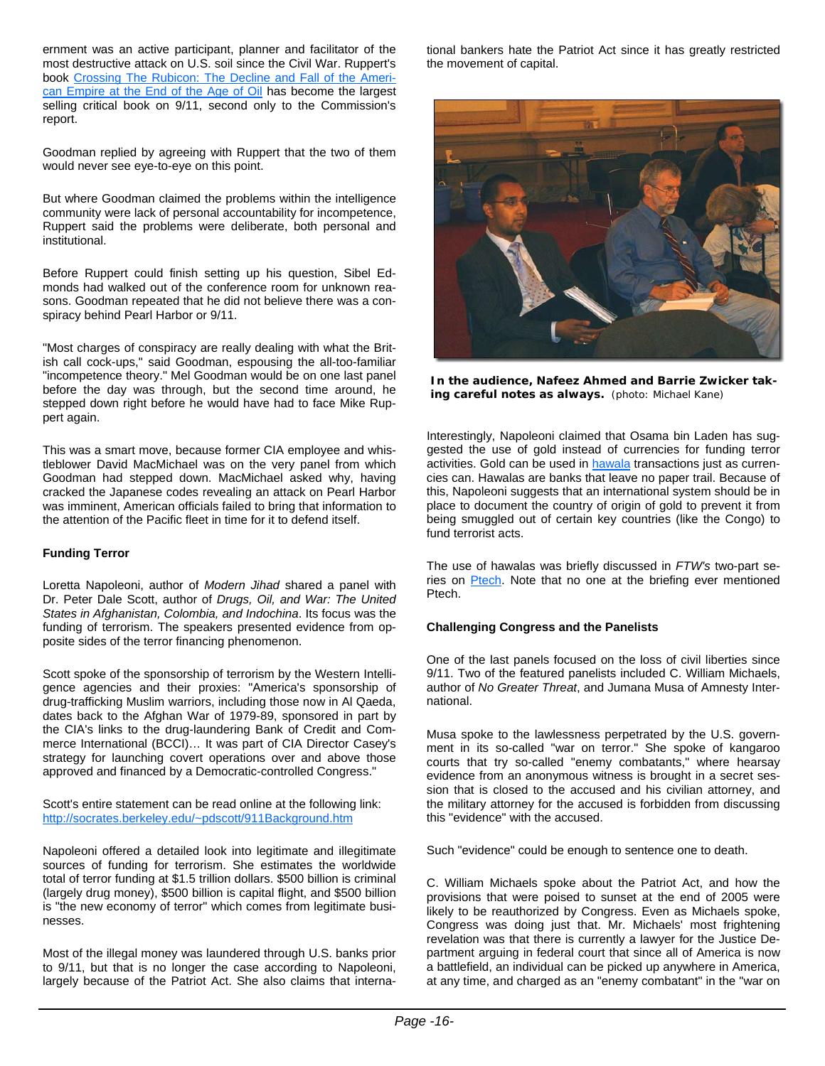ernment was an active participant, planner and facilitator of the most destructive attack on U.S. soil since the Civil War. Ruppert's book Crossing The Rubicon: The Decline and Fall of the American Empire at the End of the Age of Oil has become the largest selling critical book on 9/11, second only to the Commission's report.

Goodman replied by agreeing with Ruppert that the two of them would never see eye-to-eye on this point.

But where Goodman claimed the problems within the intelligence community were lack of personal accountability for incompetence, Ruppert said the problems were deliberate, both personal and institutional.

Before Ruppert could finish setting up his question, Sibel Edmonds had walked out of the conference room for unknown reasons. Goodman repeated that he did not believe there was a conspiracy behind Pearl Harbor or 9/11.

"Most charges of conspiracy are really dealing with what the British call cock-ups," said Goodman, espousing the all-too-familiar "incompetence theory." Mel Goodman would be on one last panel before the day was through, but the second time around, he stepped down right before he would have had to face Mike Ruppert again.

This was a smart move, because former CIA employee and whistleblower David MacMichael was on the very panel from which Goodman had stepped down. MacMichael asked why, having cracked the Japanese codes revealing an attack on Pearl Harbor was imminent, American officials failed to bring that information to the attention of the Pacific fleet in time for it to defend itself.

**Funding Terror**

Loretta Napoleoni, author of *Modern Jihad* shared a panel with Dr. Peter Dale Scott, author of *Drugs, Oil, and War: The United States in Afghanistan, Colombia, and Indochina*. Its focus was the funding of terrorism. The speakers presented evidence from opposite sides of the terror financing phenomenon.

Scott spoke of the sponsorship of terrorism by the Western Intelligence agencies and their proxies: "America's sponsorship of drug-trafficking Muslim warriors, including those now in Al Qaeda, dates back to the Afghan War of 1979-89, sponsored in part by the CIA's links to the drug-laundering Bank of Credit and Commerce International (BCCI)… It was part of CIA Director Casey's strategy for launching covert operations over and above those approved and financed by a Democratic-controlled Congress."

Scott's entire statement can be read online at the following link: http://socrates.berkeley.edu/~pdscott/911Background.htm

Napoleoni offered a detailed look into legitimate and illegitimate sources of funding for terrorism. She estimates the worldwide total of terror funding at $1.5 trillion dollars. $500 billion is criminal (largely drug money), $500 billion is capital flight, and $500 billion is "the new economy of terror" which comes from legitimate businesses.

Most of the illegal money was laundered through U.S. banks prior to 9/11, but that is no longer the case according to Napoleoni, largely because of the Patriot Act. She also claims that international bankers hate the Patriot Act since it has greatly restricted the movement of capital.

**In the audience, Nafeez Ahmed and Barrie Zwicker taking careful notes as always.** (photo: Michael Kane)

Interestingly, Napoleoni claimed that Osama bin Laden has suggested the use of gold instead of currencies for funding terror activities. Gold can be used in hawala transactions just as currencies can. Hawalas are banks that leave no paper trail. Because of this, Napoleoni suggests that an international system should be in place to document the country of origin of gold to prevent it from being smuggled out of certain key countries (like the Congo) to fund terrorist acts.

The use of hawalas was briefly discussed in *FTW's* two-part series on Ptech. Note that no one at the briefing ever mentioned Ptech.

**Challenging Congress and the Panelists**

One of the last panels focused on the loss of civil liberties since 9/11. Two of the featured panelists included C. William Michaels, author of *No Greater Threat*, and Jumana Musa of Amnesty International.

Musa spoke to the lawlessness perpetrated by the U.S. government in its so-called "war on terror." She spoke of kangaroo courts that try so-called "enemy combatants," where hearsay evidence from an anonymous witness is brought in a secret session that is closed to the accused and his civilian attorney, and the military attorney for the accused is forbidden from discussing this "evidence" with the accused.

Such "evidence" could be enough to sentence one to death.

C. William Michaels spoke about the Patriot Act, and how the provisions that were poised to sunset at the end of 2005 were likely to be reauthorized by Congress. Even as Michaels spoke, Congress was doing just that. Mr. Michaels' most frightening revelation was that there is currently a lawyer for the Justice Department arguing in federal court that since all of America is now a battlefield, an individual can be picked up anywhere in America, at any time, and charged as an "enemy combatant" in the "war on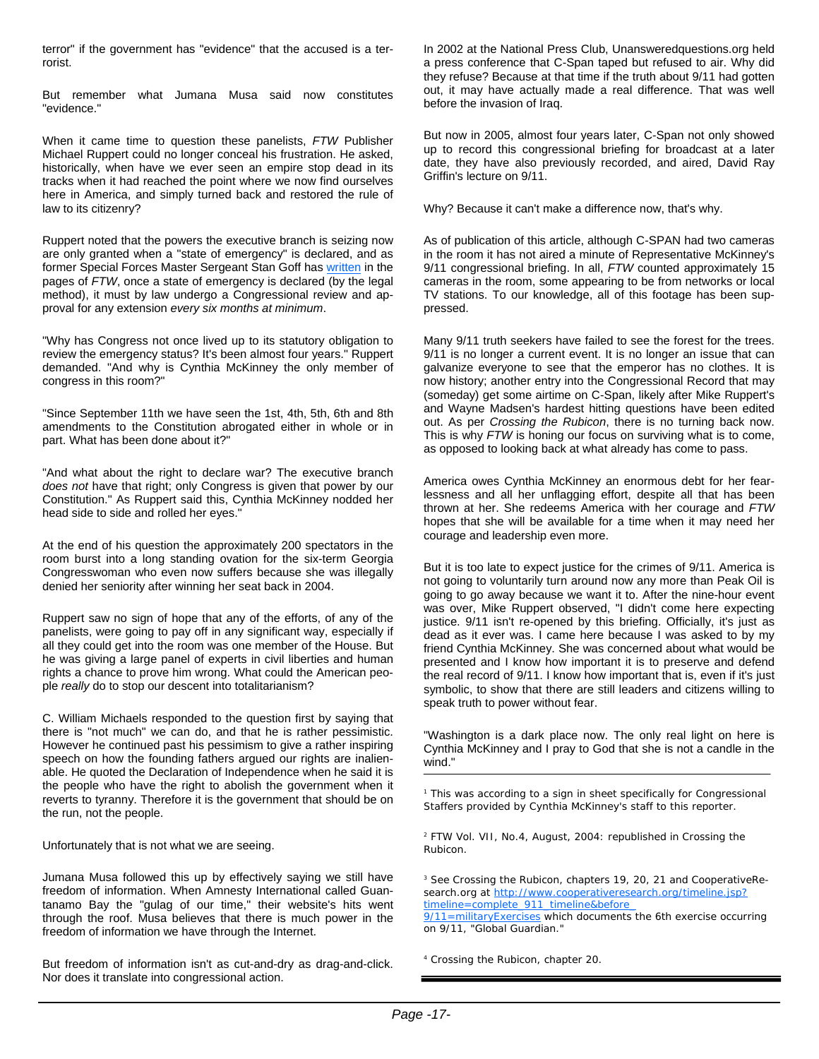terror" if the government has "evidence" that the accused is a terrorist.

But remember what Jumana Musa said now constitutes "evidence."

When it came time to question these panelists, *FTW* Publisher Michael Ruppert could no longer conceal his frustration. He asked, historically, when have we ever seen an empire stop dead in its tracks when it had reached the point where we now find ourselves here in America, and simply turned back and restored the rule of law to its citizenry?

Ruppert noted that the powers the executive branch is seizing now are only granted when a "state of emergency" is declared, and as former Special Forces Master Sergeant Stan Goff has written in the pages of *FTW*, once a state of emergency is declared (by the legal method), it must by law undergo a Congressional review and approval for any extension *every six months at minimum*.

"Why has Congress not once lived up to its statutory obligation to review the emergency status? It's been almost four years." Ruppert demanded. "And why is Cynthia McKinney the only member of congress in this room?"

"Since September 11th we have seen the 1st, 4th, 5th, 6th and 8th amendments to the Constitution abrogated either in whole or in part. What has been done about it?"

"And what about the right to declare war? The executive branch *does not* have that right; only Congress is given that power by our Constitution." As Ruppert said this, Cynthia McKinney nodded her head side to side and rolled her eyes."

At the end of his question the approximately 200 spectators in the room burst into a long standing ovation for the six-term Georgia Congresswoman who even now suffers because she was illegally denied her seniority after winning her seat back in 2004.

Ruppert saw no sign of hope that any of the efforts, of any of the panelists, were going to pay off in any significant way, especially if all they could get into the room was one member of the House. But he was giving a large panel of experts in civil liberties and human rights a chance to prove him wrong. What could the American people *really* do to stop our descent into totalitarianism?

C. William Michaels responded to the question first by saying that there is "not much" we can do, and that he is rather pessimistic. However he continued past his pessimism to give a rather inspiring speech on how the founding fathers argued our rights are inalienable. He quoted the Declaration of Independence when he said it is the people who have the right to abolish the government when it reverts to tyranny. Therefore it is the government that should be on the run, not the people.

Unfortunately that is not what we are seeing.

Jumana Musa followed this up by effectively saying we still have freedom of information. When Amnesty International called Guantanamo Bay the "gulag of our time," their website's hits went through the roof. Musa believes that there is much power in the freedom of information we have through the Internet.

But freedom of information isn't as cut-and-dry as drag-and-click. Nor does it translate into congressional action.

In 2002 at the National Press Club, Unansweredquestions.org held a press conference that C-Span taped but refused to air. Why did they refuse? Because at that time if the truth about 9/11 had gotten out, it may have actually made a real difference. That was well before the invasion of Iraq.

But now in 2005, almost four years later, C-Span not only showed up to record this congressional briefing for broadcast at a later date, they have also previously recorded, and aired, David Ray Griffin's lecture on 9/11.

Why? Because it can't make a difference now, that's why.

As of publication of this article, although C-SPAN had two cameras in the room it has not aired a minute of Representative McKinney's 9/11 congressional briefing. In all, *FTW* counted approximately 15 cameras in the room, some appearing to be from networks or local TV stations. To our knowledge, all of this footage has been suppressed.

Many 9/11 truth seekers have failed to see the forest for the trees. 9/11 is no longer a current event. It is no longer an issue that can galvanize everyone to see that the emperor has no clothes. It is now history; another entry into the Congressional Record that may (someday) get some airtime on C-Span, likely after Mike Ruppert's and Wayne Madsen's hardest hitting questions have been edited out. As per *Crossing the Rubicon*, there is no turning back now. This is why *FTW* is honing our focus on surviving what is to come, as opposed to looking back at what already has come to pass.

America owes Cynthia McKinney an enormous debt for her fearlessness and all her unflagging effort, despite all that has been thrown at her. She redeems America with her courage and *FTW* hopes that she will be available for a time when it may need her courage and leadership even more.

But it is too late to expect justice for the crimes of 9/11. America is not going to voluntarily turn around now any more than Peak Oil is going to go away because we want it to. After the nine-hour event was over, Mike Ruppert observed, "I didn't come here expecting justice. 9/11 isn't re-opened by this briefing. Officially, it's just as dead as it ever was. I came here because I was asked to by my friend Cynthia McKinney. She was concerned about what would be presented and I know how important it is to preserve and defend the real record of 9/11. I know how important that is, even if it's just symbolic, to show that there are still leaders and citizens willing to speak truth to power without fear.

"Washington is a dark place now. The only real light on here is Cynthia McKinney and I pray to God that she is not a candle in the wind."

---

[1] This was according to a sign in sheet specifically for Congressional Staffers provided by Cynthia McKinney's staff to this reporter.

[2] FTW Vol. VII, No.4, August, 2004: republished in Crossing the Rubicon.

[3] See Crossing the Rubicon, chapters 19, 20, 21 and CooperativeResearch.org at http://www.cooperativeresearch.org/timeline.jsp?timeline=complete_911_timeline&before_9/11=militaryExercises which documents the 6th exercise occurring on 9/11, "Global Guardian."

[4] Crossing the Rubicon, chapter 20.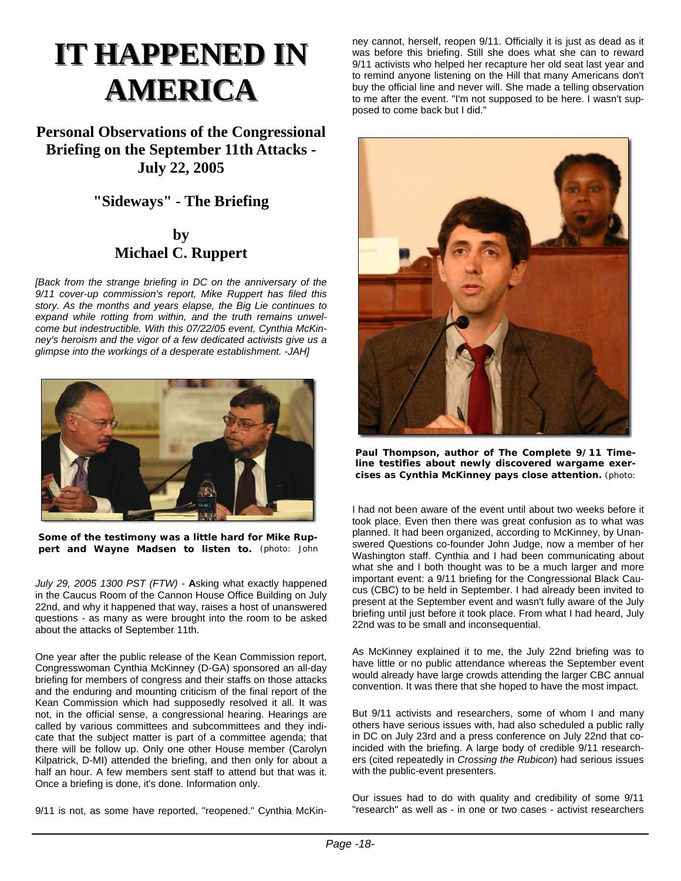# IT HAPPENED IN AMERICA

## Personal Observations of the Congressional Briefing on the September 11th Attacks - July 22, 2005

### "Sideways" - The Briefing

### by Michael C. Ruppert

*[Back from the strange briefing in DC on the anniversary of the 9/11 cover-up commission's report, Mike Ruppert has filed this story. As the months and years elapse, the Big Lie continues to expand while rotting from within, and the truth remains unwelcome but indestructible. With this 07/22/05 event, Cynthia McKinney's heroism and the vigor of a few dedicated activists give us a glimpse into the workings of a desperate establishment. -JAH]*

**Some of the testimony was a little hard for Mike Ruppert and Wayne Madsen to listen to.** (photo: John

*July 29, 2005 1300 PST (FTW)* - **A**sking what exactly happened in the Caucus Room of the Cannon House Office Building on July 22nd, and why it happened that way, raises a host of unanswered questions - as many as were brought into the room to be asked about the attacks of September 11th.

One year after the public release of the Kean Commission report, Congresswoman Cynthia McKinney (D-GA) sponsored an all-day briefing for members of congress and their staffs on those attacks and the enduring and mounting criticism of the final report of the Kean Commission which had supposedly resolved it all. It was not, in the official sense, a congressional hearing. Hearings are called by various committees and subcommittees and they indicate that the subject matter is part of a committee agenda; that there will be follow up. Only one other House member (Carolyn Kilpatrick, D-MI) attended the briefing, and then only for about a half an hour. A few members sent staff to attend but that was it. Once a briefing is done, it's done. Information only.

9/11 is not, as some have reported, "reopened." Cynthia McKinney cannot, herself, reopen 9/11. Officially it is just as dead as it was before this briefing. Still she does what she can to reward 9/11 activists who helped her recapture her old seat last year and to remind anyone listening on the Hill that many Americans don't buy the official line and never will. She made a telling observation to me after the event. "I'm not supposed to be here. I wasn't supposed to come back but I did."

**Paul Thompson, author of The Complete 9/11 Timeline testifies about newly discovered wargame exercises as Cynthia McKinney pays close attention.** (photo:

I had not been aware of the event until about two weeks before it took place. Even then there was great confusion as to what was planned. It had been organized, according to McKinney, by Unanswered Questions co-founder John Judge, now a member of her Washington staff. Cynthia and I had been communicating about what she and I both thought was to be a much larger and more important event: a 9/11 briefing for the Congressional Black Caucus (CBC) to be held in September. I had already been invited to present at the September event and wasn't fully aware of the July briefing until just before it took place. From what I had heard, July 22nd was to be small and inconsequential.

As McKinney explained it to me, the July 22nd briefing was to have little or no public attendance whereas the September event would already have large crowds attending the larger CBC annual convention. It was there that she hoped to have the most impact.

But 9/11 activists and researchers, some of whom I and many others have serious issues with, had also scheduled a public rally in DC on July 23rd and a press conference on July 22nd that coincided with the briefing. A large body of credible 9/11 researchers (cited repeatedly in *Crossing the Rubicon*) had serious issues with the public-event presenters.

Our issues had to do with quality and credibility of some 9/11 "research" as well as - in one or two cases - activist researchers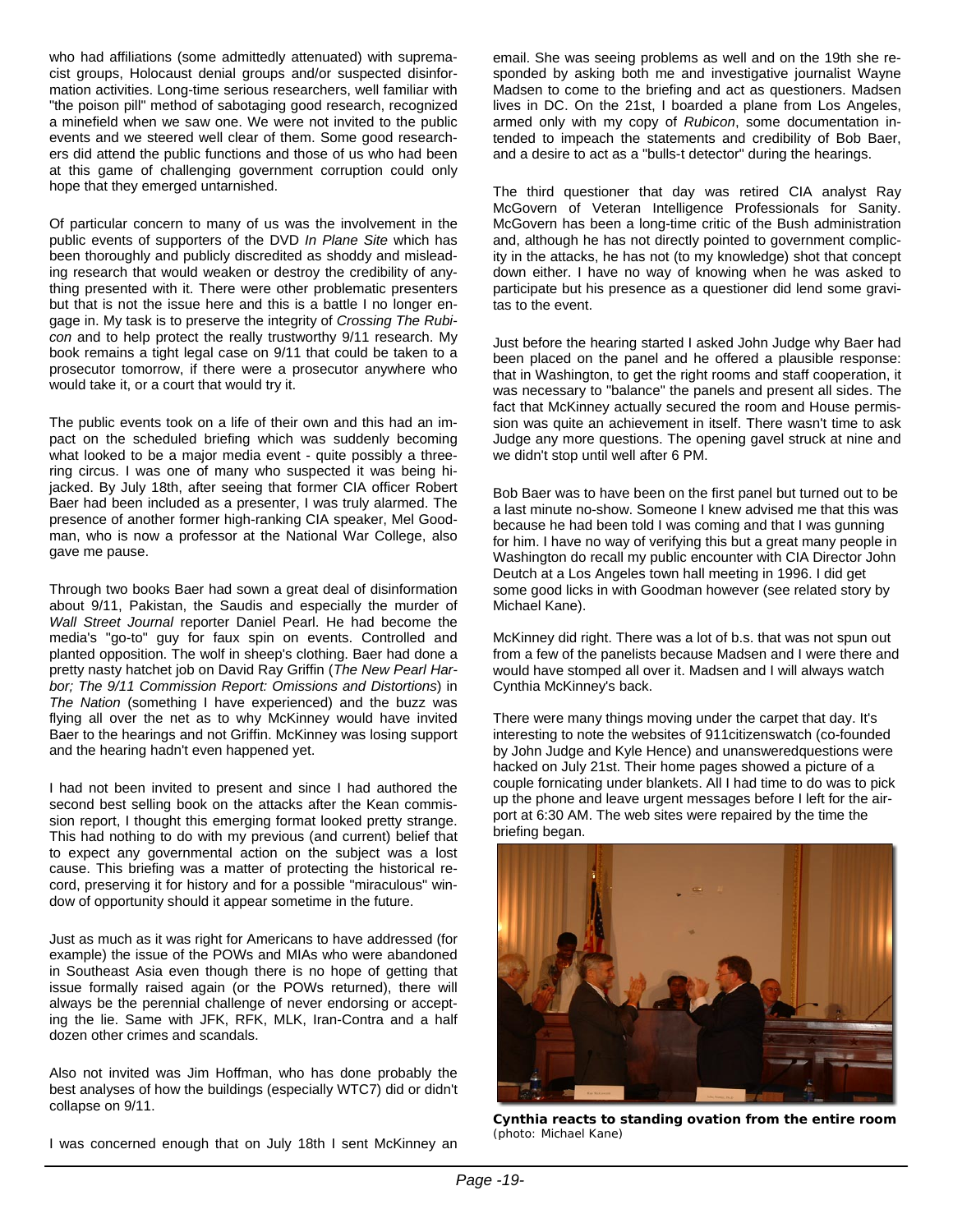who had affiliations (some admittedly attenuated) with supremacist groups, Holocaust denial groups and/or suspected disinformation activities. Long-time serious researchers, well familiar with "the poison pill" method of sabotaging good research, recognized a minefield when we saw one. We were not invited to the public events and we steered well clear of them. Some good researchers did attend the public functions and those of us who had been at this game of challenging government corruption could only hope that they emerged untarnished.

Of particular concern to many of us was the involvement in the public events of supporters of the DVD *In Plane Site* which has been thoroughly and publicly discredited as shoddy and misleading research that would weaken or destroy the credibility of anything presented with it. There were other problematic presenters but that is not the issue here and this is a battle I no longer engage in. My task is to preserve the integrity of *Crossing The Rubicon* and to help protect the really trustworthy 9/11 research. My book remains a tight legal case on 9/11 that could be taken to a prosecutor tomorrow, if there were a prosecutor anywhere who would take it, or a court that would try it.

The public events took on a life of their own and this had an impact on the scheduled briefing which was suddenly becoming what looked to be a major media event - quite possibly a three-ring circus. I was one of many who suspected it was being hijacked. By July 18th, after seeing that former CIA officer Robert Baer had been included as a presenter, I was truly alarmed. The presence of another former high-ranking CIA speaker, Mel Goodman, who is now a professor at the National War College, also gave me pause.

Through two books Baer had sown a great deal of disinformation about 9/11, Pakistan, the Saudis and especially the murder of *Wall Street Journal* reporter Daniel Pearl. He had become the media's "go-to" guy for faux spin on events. Controlled and planted opposition. The wolf in sheep's clothing. Baer had done a pretty nasty hatchet job on David Ray Griffin (*The New Pearl Harbor; The 9/11 Commission Report: Omissions and Distortions*) in *The Nation* (something I have experienced) and the buzz was flying all over the net as to why McKinney would have invited Baer to the hearings and not Griffin. McKinney was losing support and the hearing hadn't even happened yet.

I had not been invited to present and since I had authored the second best selling book on the attacks after the Kean commission report, I thought this emerging format looked pretty strange. This had nothing to do with my previous (and current) belief that to expect any governmental action on the subject was a lost cause. This briefing was a matter of protecting the historical record, preserving it for history and for a possible "miraculous" window of opportunity should it appear sometime in the future.

Just as much as it was right for Americans to have addressed (for example) the issue of the POWs and MIAs who were abandoned in Southeast Asia even though there is no hope of getting that issue formally raised again (or the POWs returned), there will always be the perennial challenge of never endorsing or accepting the lie. Same with JFK, RFK, MLK, Iran-Contra and a half dozen other crimes and scandals.

Also not invited was Jim Hoffman, who has done probably the best analyses of how the buildings (especially WTC7) did or didn't collapse on 9/11.

I was concerned enough that on July 18th I sent McKinney an email. She was seeing problems as well and on the 19th she responded by asking both me and investigative journalist Wayne Madsen to come to the briefing and act as questioners. Madsen lives in DC. On the 21st, I boarded a plane from Los Angeles, armed only with my copy of *Rubicon*, some documentation intended to impeach the statements and credibility of Bob Baer, and a desire to act as a "bulls-t detector" during the hearings.

The third questioner that day was retired CIA analyst Ray McGovern of Veteran Intelligence Professionals for Sanity. McGovern has been a long-time critic of the Bush administration and, although he has not directly pointed to government complicity in the attacks, he has not (to my knowledge) shot that concept down either. I have no way of knowing when he was asked to participate but his presence as a questioner did lend some gravitas to the event.

Just before the hearing started I asked John Judge why Baer had been placed on the panel and he offered a plausible response: that in Washington, to get the right rooms and staff cooperation, it was necessary to "balance" the panels and present all sides. The fact that McKinney actually secured the room and House permission was quite an achievement in itself. There wasn't time to ask Judge any more questions. The opening gavel struck at nine and we didn't stop until well after 6 PM.

Bob Baer was to have been on the first panel but turned out to be a last minute no-show. Someone I knew advised me that this was because he had been told I was coming and that I was gunning for him. I have no way of verifying this but a great many people in Washington do recall my public encounter with CIA Director John Deutch at a Los Angeles town hall meeting in 1996. I did get some good licks in with Goodman however (see related story by Michael Kane).

McKinney did right. There was a lot of b.s. that was not spun out from a few of the panelists because Madsen and I were there and would have stomped all over it. Madsen and I will always watch Cynthia McKinney's back.

There were many things moving under the carpet that day. It's interesting to note the websites of 911citizenswatch (co-founded by John Judge and Kyle Hence) and unansweredquestions were hacked on July 21st. Their home pages showed a picture of a couple fornicating under blankets. All I had time to do was to pick up the phone and leave urgent messages before I left for the airport at 6:30 AM. The web sites were repaired by the time the briefing began.

**Cynthia reacts to standing ovation from the entire room**
(photo: Michael Kane)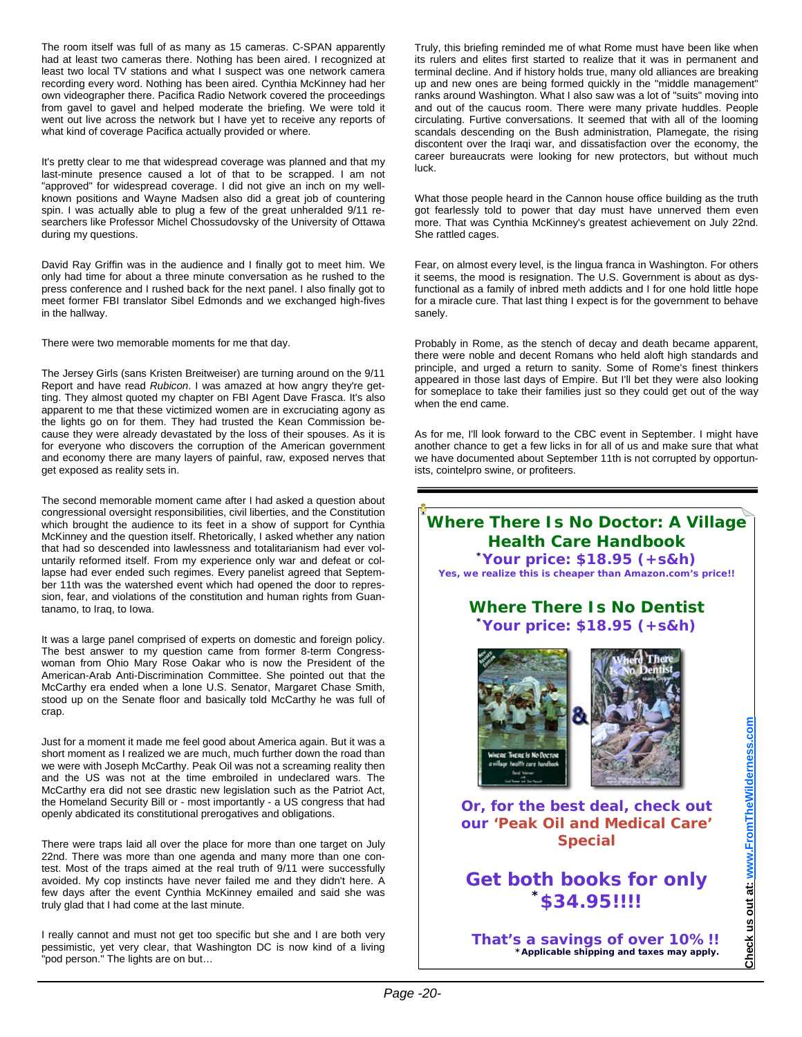The room itself was full of as many as 15 cameras. C-SPAN apparently had at least two cameras there. Nothing has been aired. I recognized at least two local TV stations and what I suspect was one network camera recording every word. Nothing has been aired. Cynthia McKinney had her own videographer there. Pacifica Radio Network covered the proceedings from gavel to gavel and helped moderate the briefing. We were told it went out live across the network but I have yet to receive any reports of what kind of coverage Pacifica actually provided or where.

It's pretty clear to me that widespread coverage was planned and that my last-minute presence caused a lot of that to be scrapped. I am not "approved" for widespread coverage. I did not give an inch on my well-known positions and Wayne Madsen also did a great job of countering spin. I was actually able to plug a few of the great unheralded 9/11 researchers like Professor Michel Chossudovsky of the University of Ottawa during my questions.

David Ray Griffin was in the audience and I finally got to meet him. We only had time for about a three minute conversation as he rushed to the press conference and I rushed back for the next panel. I also finally got to meet former FBI translator Sibel Edmonds and we exchanged high-fives in the hallway.

There were two memorable moments for me that day.

The Jersey Girls (sans Kristen Breitweiser) are turning around on the 9/11 Report and have read *Rubicon*. I was amazed at how angry they're getting. They almost quoted my chapter on FBI Agent Dave Frasca. It's also apparent to me that these victimized women are in excruciating agony as the lights go on for them. They had trusted the Kean Commission because they were already devastated by the loss of their spouses. As it is for everyone who discovers the corruption of the American government and economy there are many layers of painful, raw, exposed nerves that get exposed as reality sets in.

The second memorable moment came after I had asked a question about congressional oversight responsibilities, civil liberties, and the Constitution which brought the audience to its feet in a show of support for Cynthia McKinney and the question itself. Rhetorically, I asked whether any nation that had so descended into lawlessness and totalitarianism had ever voluntarily reformed itself. From my experience only war and defeat or collapse had ever ended such regimes. Every panelist agreed that September 11th was the watershed event which had opened the door to repression, fear, and violations of the constitution and human rights from Guantanamo, to Iraq, to Iowa.

It was a large panel comprised of experts on domestic and foreign policy. The best answer to my question came from former 8-term Congresswoman from Ohio Mary Rose Oakar who is now the President of the American-Arab Anti-Discrimination Committee. She pointed out that the McCarthy era ended when a lone U.S. Senator, Margaret Chase Smith, stood up on the Senate floor and basically told McCarthy he was full of crap.

Just for a moment it made me feel good about America again. But it was a short moment as I realized we are much, much further down the road than we were with Joseph McCarthy. Peak Oil was not a screaming reality then and the US was not at the time embroiled in undeclared wars. The McCarthy era did not see drastic new legislation such as the Patriot Act, the Homeland Security Bill or - most importantly - a US congress that had openly abdicated its constitutional prerogatives and obligations.

There were traps laid all over the place for more than one target on July 22nd. There was more than one agenda and many more than one contest. Most of the traps aimed at the real truth of 9/11 were successfully avoided. My cop instincts have never failed me and they didn't here. A few days after the event Cynthia McKinney emailed and said she was truly glad that I had come at the last minute.

I really cannot and must not get too specific but she and I are both very pessimistic, yet very clear, that Washington DC is now kind of a living "pod person." The lights are on but…

Truly, this briefing reminded me of what Rome must have been like when its rulers and elites first started to realize that it was in permanent and terminal decline. And if history holds true, many old alliances are breaking up and new ones are being formed quickly in the "middle management" ranks around Washington. What I also saw was a lot of "suits" moving into and out of the caucus room. There were many private huddles. People circulating. Furtive conversations. It seemed that with all of the looming scandals descending on the Bush administration, Plamegate, the rising discontent over the Iraqi war, and dissatisfaction over the economy, the career bureaucrats were looking for new protectors, but without much luck.

What those people heard in the Cannon house office building as the truth got fearlessly told to power that day must have unnerved them even more. That was Cynthia McKinney's greatest achievement on July 22nd. She rattled cages.

Fear, on almost every level, is the lingua franca in Washington. For others it seems, the mood is resignation. The U.S. Government is about as dysfunctional as a family of inbred meth addicts and I for one hold little hope for a miracle cure. That last thing I expect is for the government to behave sanely.

Probably in Rome, as the stench of decay and death became apparent, there were noble and decent Romans who held aloft high standards and principle, and urged a return to sanity. Some of Rome's finest thinkers appeared in those last days of Empire. But I'll bet they were also looking for someplace to take their families just so they could get out of the way when the end came.

As for me, I'll look forward to the CBC event in September. I might have another chance to get a few licks in for all of us and make sure that what we have documented about September 11th is not corrupted by opportunists, cointelpro swine, or profiteers.

---

**Where There Is No Doctor: A Village Health Care Handbook**

**\*Your price: $18.95 (+s&h)**

**Yes, we realize this is cheaper than Amazon.com's price!!**

**Where There Is No Dentist**

**\*Your price: $18.95 (+s&h)**

**Or, for the best deal, check out our 'Peak Oil and Medical Care' Special**

**Get both books for only \*$34.95!!!!**

**That's a savings of over 10% !!**

**\*Applicable shipping and taxes may apply.**

**Check us out at: www.FromTheWilderness.com**